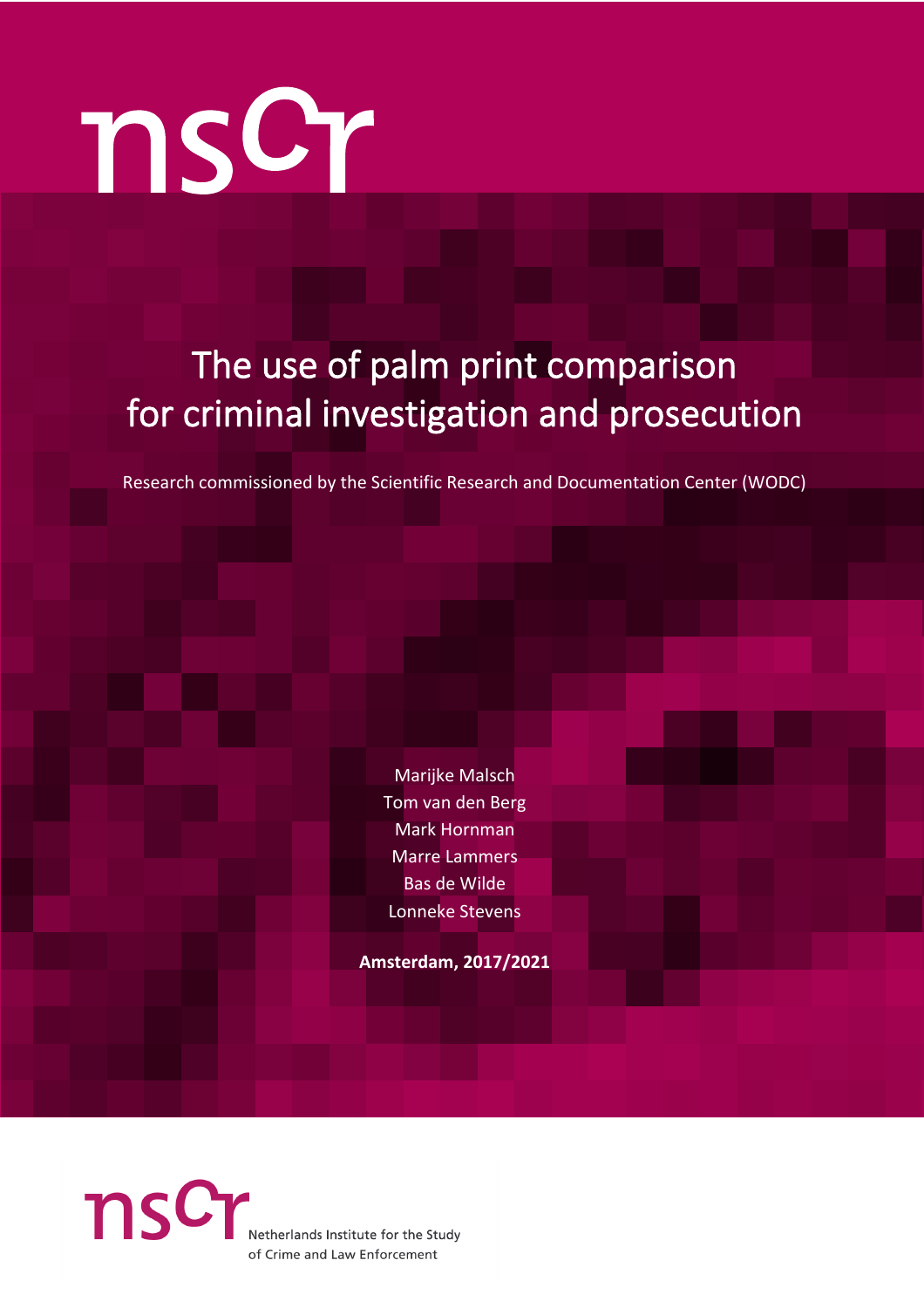nscr

# The use of palm print comparison for criminal investigation and prosecution

Research commissioned by the Scientific Research and Documentation Center (WODC)

Marijke Malsch
Tom van den Berg
Mark Hornman
Marre Lammers
Bas de Wilde
Lonneke Stevens

**Amsterdam, 2017/2021**

nscr Netherlands Institute for the Study of Crime and Law Enforcement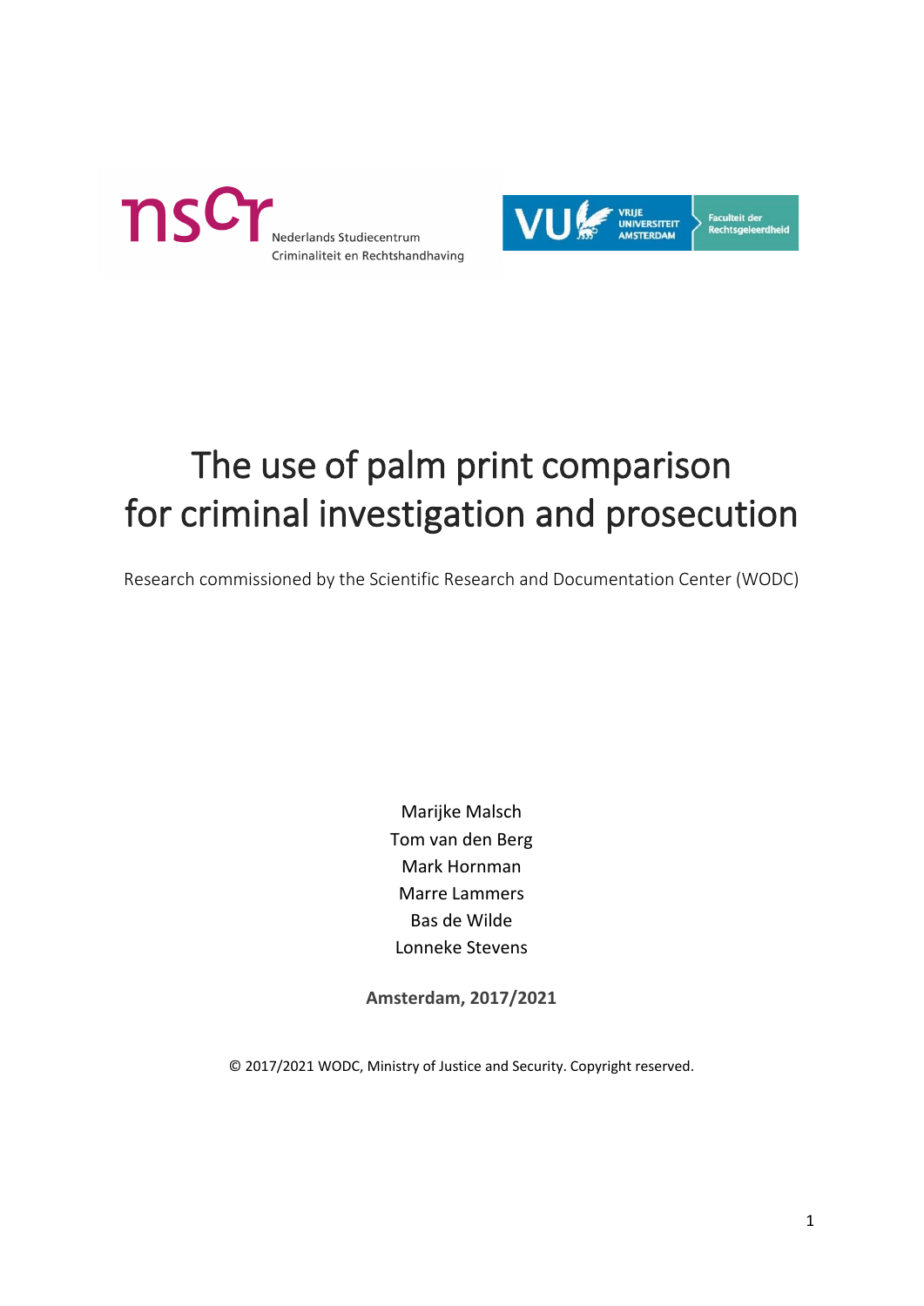# The use of palm print comparison for criminal investigation and prosecution

Research commissioned by the Scientific Research and Documentation Center (WODC)

Marijke Malsch
Tom van den Berg
Mark Hornman
Marre Lammers
Bas de Wilde
Lonneke Stevens

**Amsterdam, 2017/2021**

© 2017/2021 WODC, Ministry of Justice and Security. Copyright reserved.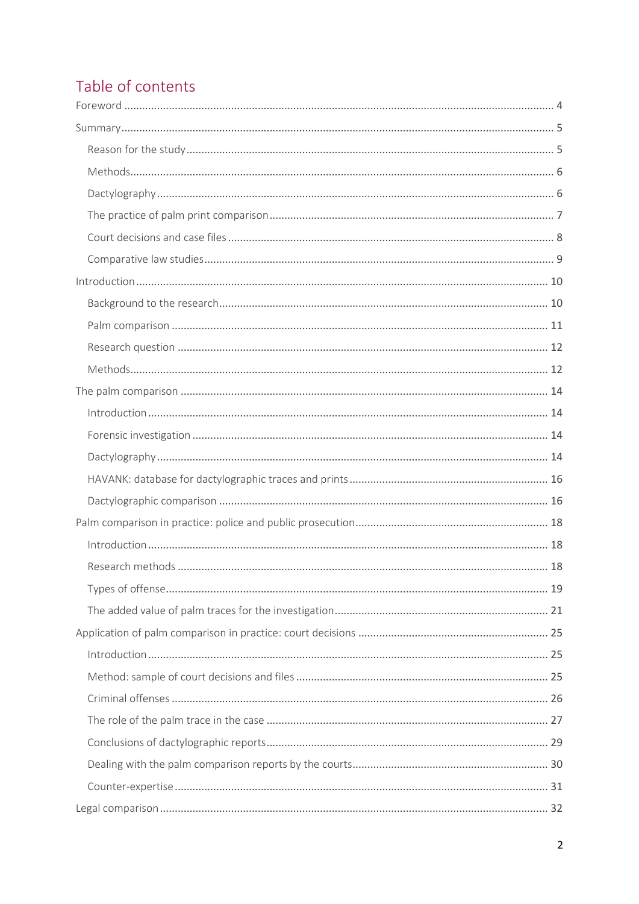# Table of contents

Foreword ........................................................................................................................................ 4

Summary ........................................................................................................................................ 5

- Reason for the study ................................................................................................................. 5
- Methods ..................................................................................................................................... 6
- Dactylography ........................................................................................................................... 6
- The practice of palm print comparison ..................................................................................... 7
- Court decisions and case files ................................................................................................... 8
- Comparative law studies ........................................................................................................... 9

Introduction .................................................................................................................................. 10

- Background to the research .................................................................................................... 10
- Palm comparison ..................................................................................................................... 11
- Research question ................................................................................................................... 12
- Methods ................................................................................................................................... 12

The palm comparison .................................................................................................................. 14

- Introduction ............................................................................................................................. 14
- Forensic investigation .............................................................................................................. 14
- Dactylography ......................................................................................................................... 14
- HAVANK: database for dactylographic traces and prints ......................................................... 16
- Dactylographic comparison ..................................................................................................... 16

Palm comparison in practice: police and public prosecution ....................................................... 18

- Introduction ............................................................................................................................. 18
- Research methods ................................................................................................................... 18
- Types of offense ....................................................................................................................... 19
- The added value of palm traces for the investigation ............................................................. 21

Application of palm comparison in practice: court decisions ...................................................... 25

- Introduction ............................................................................................................................. 25
- Method: sample of court decisions and files ........................................................................... 25
- Criminal offenses ..................................................................................................................... 26
- The role of the palm trace in the case ..................................................................................... 27
- Conclusions of dactylographic reports ..................................................................................... 29
- Dealing with the palm comparison reports by the courts ........................................................ 30
- Counter-expertise .................................................................................................................... 31

Legal comparison ......................................................................................................................... 32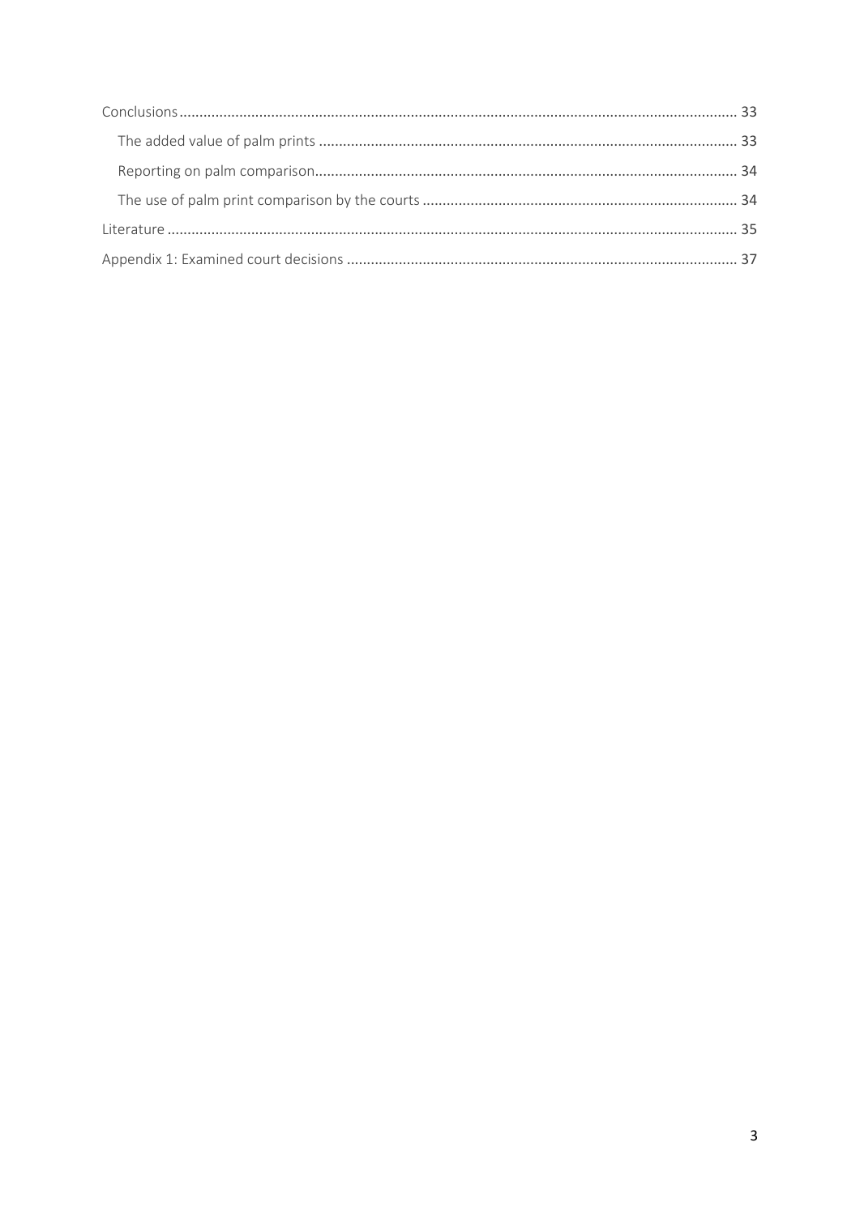Conclusions ........ 33

- The added value of palm prints ........ 33
- Reporting on palm comparison ........ 34
- The use of palm print comparison by the courts ........ 34

Literature ........ 35

Appendix 1: Examined court decisions ........ 37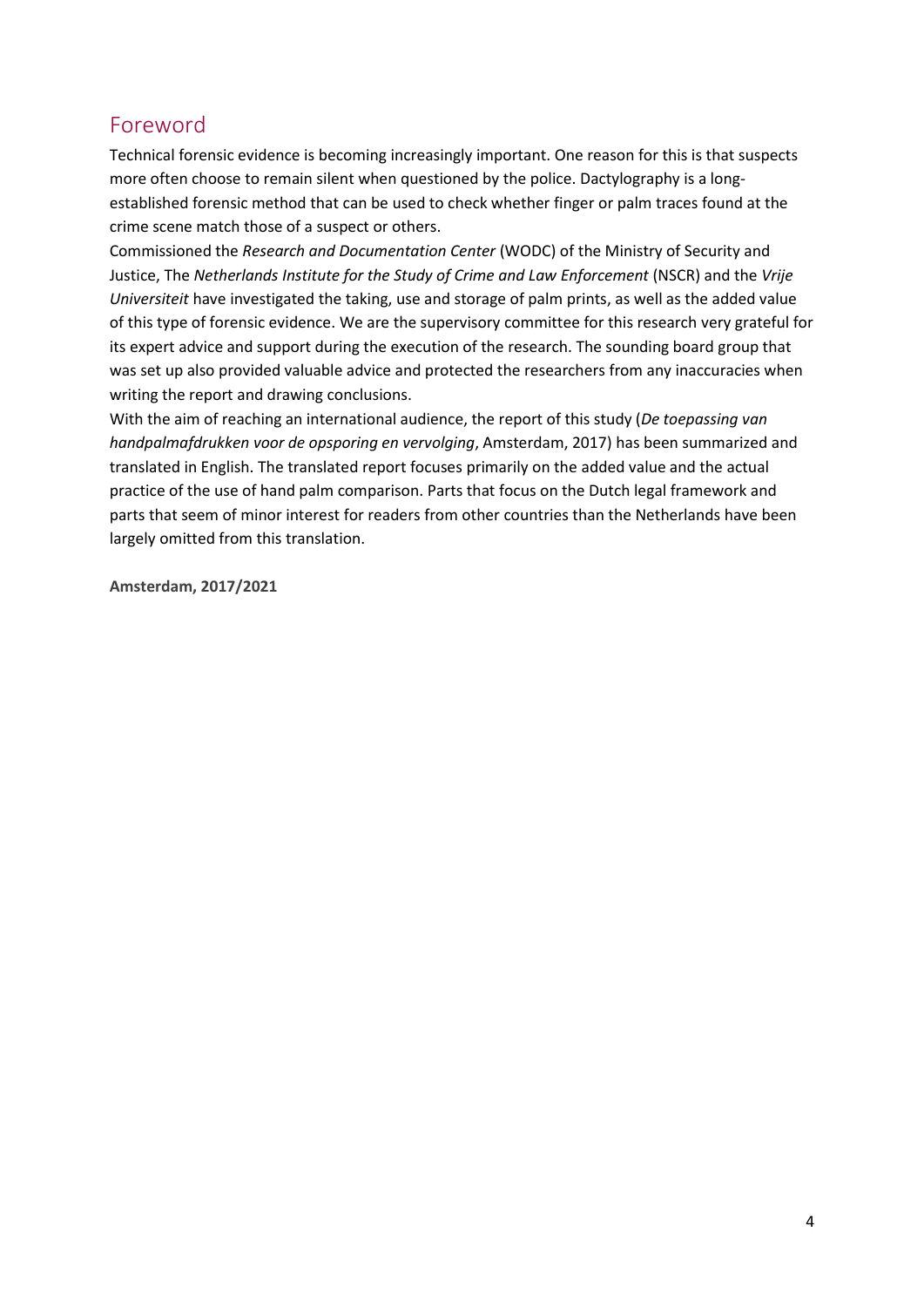## Foreword

Technical forensic evidence is becoming increasingly important. One reason for this is that suspects more often choose to remain silent when questioned by the police. Dactylography is a long-established forensic method that can be used to check whether finger or palm traces found at the crime scene match those of a suspect or others.

Commissioned the *Research and Documentation Center* (WODC) of the Ministry of Security and Justice, The *Netherlands Institute for the Study of Crime and Law Enforcement* (NSCR) and the *Vrije Universiteit* have investigated the taking, use and storage of palm prints, as well as the added value of this type of forensic evidence. We are the supervisory committee for this research very grateful for its expert advice and support during the execution of the research. The sounding board group that was set up also provided valuable advice and protected the researchers from any inaccuracies when writing the report and drawing conclusions.

With the aim of reaching an international audience, the report of this study (*De toepassing van handpalmafdrukken voor de opsporing en vervolging*, Amsterdam, 2017) has been summarized and translated in English. The translated report focuses primarily on the added value and the actual practice of the use of hand palm comparison. Parts that focus on the Dutch legal framework and parts that seem of minor interest for readers from other countries than the Netherlands have been largely omitted from this translation.

**Amsterdam, 2017/2021**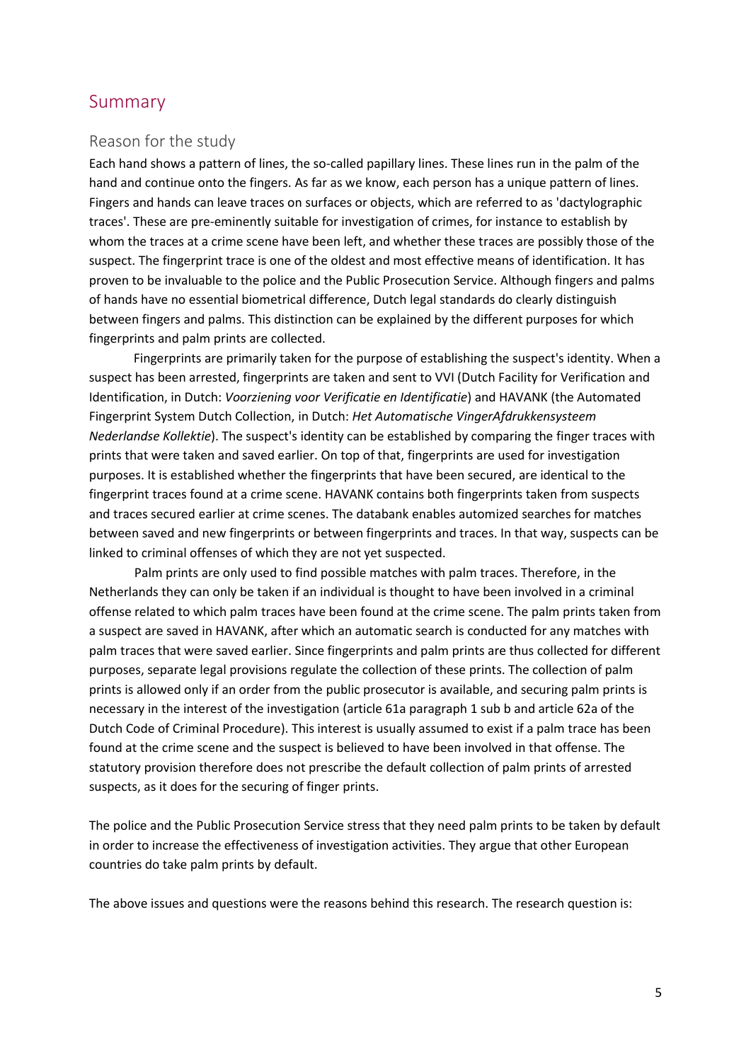## Summary

### Reason for the study

Each hand shows a pattern of lines, the so-called papillary lines. These lines run in the palm of the hand and continue onto the fingers. As far as we know, each person has a unique pattern of lines. Fingers and hands can leave traces on surfaces or objects, which are referred to as 'dactylographic traces'. These are pre-eminently suitable for investigation of crimes, for instance to establish by whom the traces at a crime scene have been left, and whether these traces are possibly those of the suspect. The fingerprint trace is one of the oldest and most effective means of identification. It has proven to be invaluable to the police and the Public Prosecution Service. Although fingers and palms of hands have no essential biometrical difference, Dutch legal standards do clearly distinguish between fingers and palms. This distinction can be explained by the different purposes for which fingerprints and palm prints are collected.

Fingerprints are primarily taken for the purpose of establishing the suspect's identity. When a suspect has been arrested, fingerprints are taken and sent to VVI (Dutch Facility for Verification and Identification, in Dutch: *Voorziening voor Verificatie en Identificatie*) and HAVANK (the Automated Fingerprint System Dutch Collection, in Dutch: *Het Automatische VingerAfdrukkensysteem Nederlandse Kollektie*). The suspect's identity can be established by comparing the finger traces with prints that were taken and saved earlier. On top of that, fingerprints are used for investigation purposes. It is established whether the fingerprints that have been secured, are identical to the fingerprint traces found at a crime scene. HAVANK contains both fingerprints taken from suspects and traces secured earlier at crime scenes. The databank enables automized searches for matches between saved and new fingerprints or between fingerprints and traces. In that way, suspects can be linked to criminal offenses of which they are not yet suspected.

Palm prints are only used to find possible matches with palm traces. Therefore, in the Netherlands they can only be taken if an individual is thought to have been involved in a criminal offense related to which palm traces have been found at the crime scene. The palm prints taken from a suspect are saved in HAVANK, after which an automatic search is conducted for any matches with palm traces that were saved earlier. Since fingerprints and palm prints are thus collected for different purposes, separate legal provisions regulate the collection of these prints. The collection of palm prints is allowed only if an order from the public prosecutor is available, and securing palm prints is necessary in the interest of the investigation (article 61a paragraph 1 sub b and article 62a of the Dutch Code of Criminal Procedure). This interest is usually assumed to exist if a palm trace has been found at the crime scene and the suspect is believed to have been involved in that offense. The statutory provision therefore does not prescribe the default collection of palm prints of arrested suspects, as it does for the securing of finger prints.

The police and the Public Prosecution Service stress that they need palm prints to be taken by default in order to increase the effectiveness of investigation activities. They argue that other European countries do take palm prints by default.

The above issues and questions were the reasons behind this research. The research question is: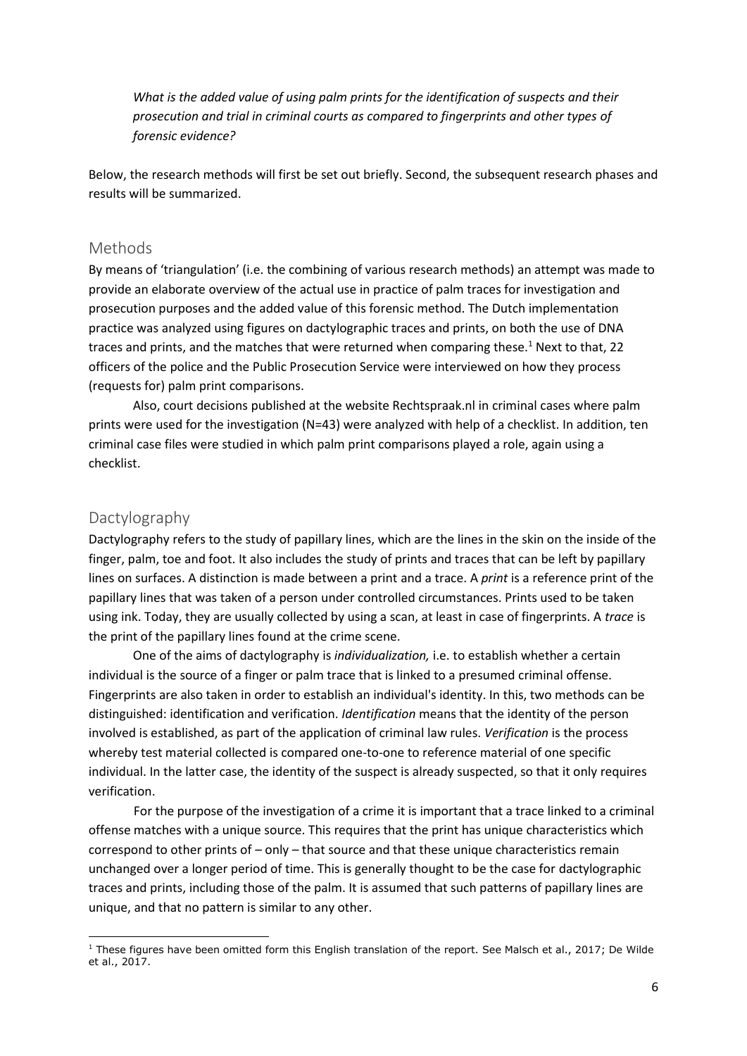*What is the added value of using palm prints for the identification of suspects and their prosecution and trial in criminal courts as compared to fingerprints and other types of forensic evidence?*

Below, the research methods will first be set out briefly. Second, the subsequent research phases and results will be summarized.

## Methods

By means of 'triangulation' (i.e. the combining of various research methods) an attempt was made to provide an elaborate overview of the actual use in practice of palm traces for investigation and prosecution purposes and the added value of this forensic method. The Dutch implementation practice was analyzed using figures on dactylographic traces and prints, on both the use of DNA traces and prints, and the matches that were returned when comparing these.[1] Next to that, 22 officers of the police and the Public Prosecution Service were interviewed on how they process (requests for) palm print comparisons.

Also, court decisions published at the website Rechtspraak.nl in criminal cases where palm prints were used for the investigation (N=43) were analyzed with help of a checklist. In addition, ten criminal case files were studied in which palm print comparisons played a role, again using a checklist.

## Dactylography

Dactylography refers to the study of papillary lines, which are the lines in the skin on the inside of the finger, palm, toe and foot. It also includes the study of prints and traces that can be left by papillary lines on surfaces. A distinction is made between a print and a trace. A *print* is a reference print of the papillary lines that was taken of a person under controlled circumstances. Prints used to be taken using ink. Today, they are usually collected by using a scan, at least in case of fingerprints. A *trace* is the print of the papillary lines found at the crime scene.

One of the aims of dactylography is *individualization,* i.e. to establish whether a certain individual is the source of a finger or palm trace that is linked to a presumed criminal offense. Fingerprints are also taken in order to establish an individual's identity. In this, two methods can be distinguished: identification and verification. *Identification* means that the identity of the person involved is established, as part of the application of criminal law rules. *Verification* is the process whereby test material collected is compared one-to-one to reference material of one specific individual. In the latter case, the identity of the suspect is already suspected, so that it only requires verification.

For the purpose of the investigation of a crime it is important that a trace linked to a criminal offense matches with a unique source. This requires that the print has unique characteristics which correspond to other prints of – only – that source and that these unique characteristics remain unchanged over a longer period of time. This is generally thought to be the case for dactylographic traces and prints, including those of the palm. It is assumed that such patterns of papillary lines are unique, and that no pattern is similar to any other.

---

[1] These figures have been omitted form this English translation of the report. See Malsch et al., 2017; De Wilde et al., 2017.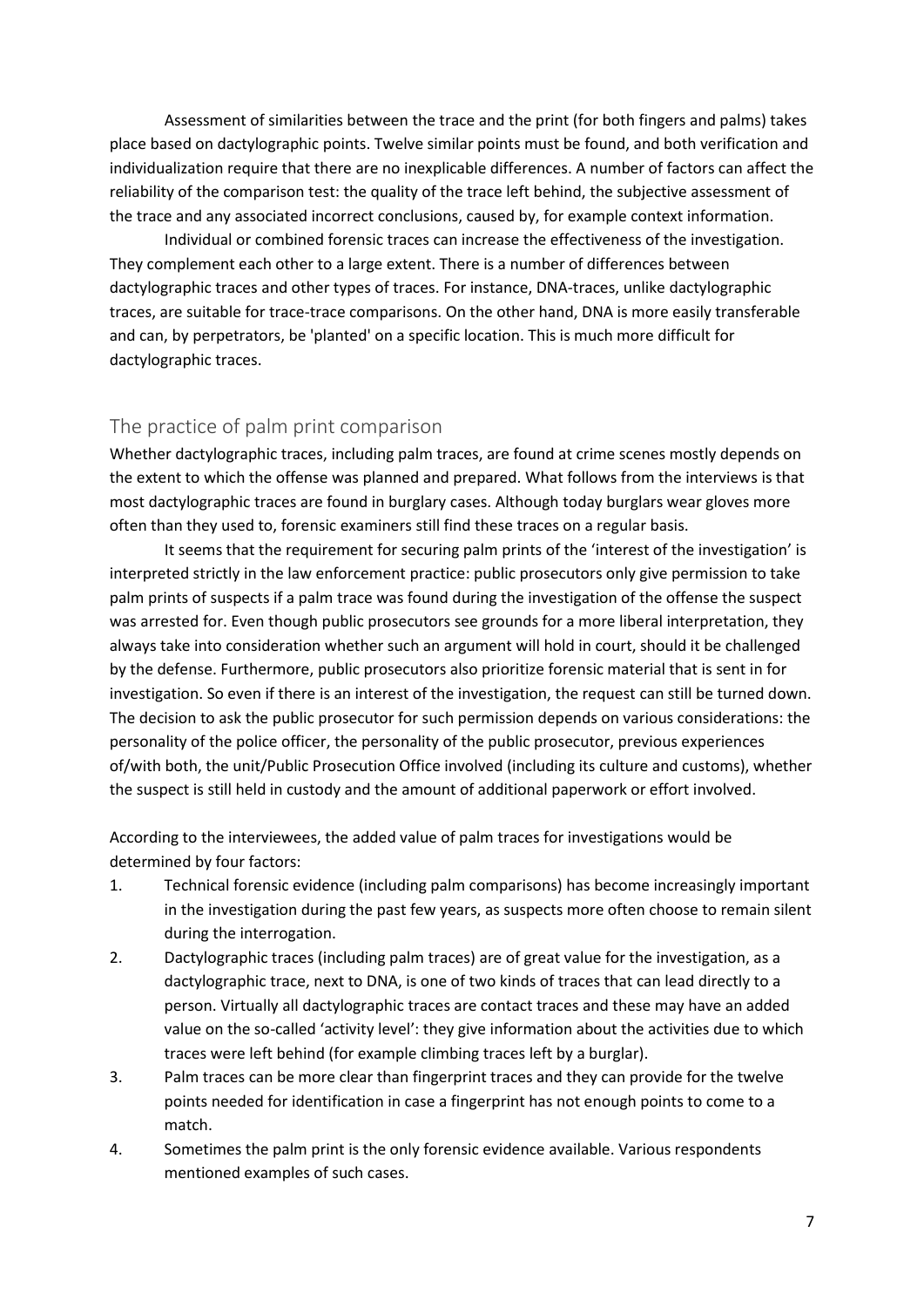Assessment of similarities between the trace and the print (for both fingers and palms) takes place based on dactylographic points. Twelve similar points must be found, and both verification and individualization require that there are no inexplicable differences. A number of factors can affect the reliability of the comparison test: the quality of the trace left behind, the subjective assessment of the trace and any associated incorrect conclusions, caused by, for example context information.

Individual or combined forensic traces can increase the effectiveness of the investigation. They complement each other to a large extent. There is a number of differences between dactylographic traces and other types of traces. For instance, DNA-traces, unlike dactylographic traces, are suitable for trace-trace comparisons. On the other hand, DNA is more easily transferable and can, by perpetrators, be 'planted' on a specific location. This is much more difficult for dactylographic traces.

## The practice of palm print comparison

Whether dactylographic traces, including palm traces, are found at crime scenes mostly depends on the extent to which the offense was planned and prepared. What follows from the interviews is that most dactylographic traces are found in burglary cases. Although today burglars wear gloves more often than they used to, forensic examiners still find these traces on a regular basis.

It seems that the requirement for securing palm prints of the 'interest of the investigation' is interpreted strictly in the law enforcement practice: public prosecutors only give permission to take palm prints of suspects if a palm trace was found during the investigation of the offense the suspect was arrested for. Even though public prosecutors see grounds for a more liberal interpretation, they always take into consideration whether such an argument will hold in court, should it be challenged by the defense. Furthermore, public prosecutors also prioritize forensic material that is sent in for investigation. So even if there is an interest of the investigation, the request can still be turned down. The decision to ask the public prosecutor for such permission depends on various considerations: the personality of the police officer, the personality of the public prosecutor, previous experiences of/with both, the unit/Public Prosecution Office involved (including its culture and customs), whether the suspect is still held in custody and the amount of additional paperwork or effort involved.

According to the interviewees, the added value of palm traces for investigations would be determined by four factors:

1. Technical forensic evidence (including palm comparisons) has become increasingly important in the investigation during the past few years, as suspects more often choose to remain silent during the interrogation.
2. Dactylographic traces (including palm traces) are of great value for the investigation, as a dactylographic trace, next to DNA, is one of two kinds of traces that can lead directly to a person. Virtually all dactylographic traces are contact traces and these may have an added value on the so-called 'activity level': they give information about the activities due to which traces were left behind (for example climbing traces left by a burglar).
3. Palm traces can be more clear than fingerprint traces and they can provide for the twelve points needed for identification in case a fingerprint has not enough points to come to a match.
4. Sometimes the palm print is the only forensic evidence available. Various respondents mentioned examples of such cases.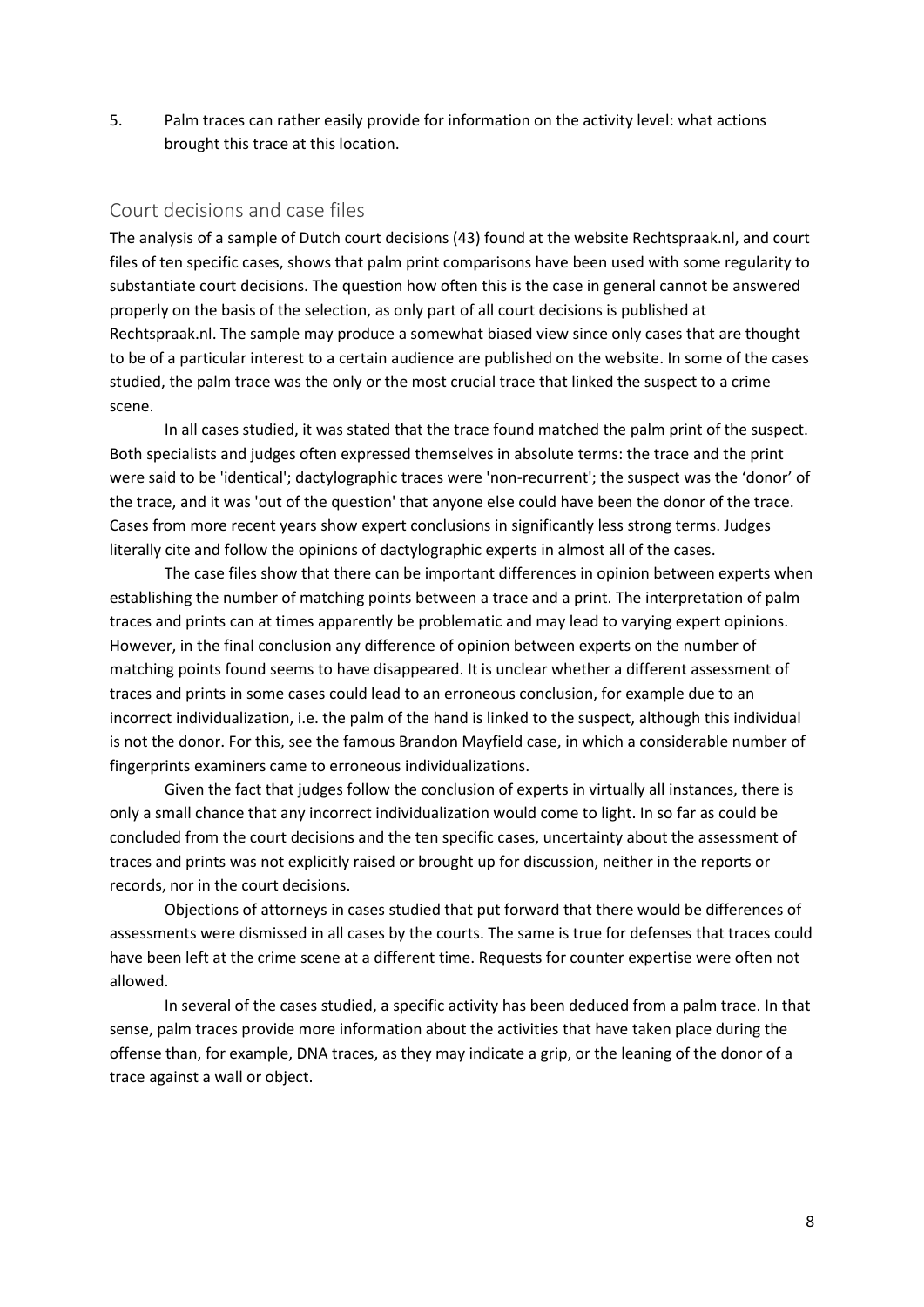5. Palm traces can rather easily provide for information on the activity level: what actions brought this trace at this location.

## Court decisions and case files

The analysis of a sample of Dutch court decisions (43) found at the website Rechtspraak.nl, and court files of ten specific cases, shows that palm print comparisons have been used with some regularity to substantiate court decisions. The question how often this is the case in general cannot be answered properly on the basis of the selection, as only part of all court decisions is published at Rechtspraak.nl. The sample may produce a somewhat biased view since only cases that are thought to be of a particular interest to a certain audience are published on the website. In some of the cases studied, the palm trace was the only or the most crucial trace that linked the suspect to a crime scene.

In all cases studied, it was stated that the trace found matched the palm print of the suspect. Both specialists and judges often expressed themselves in absolute terms: the trace and the print were said to be 'identical'; dactylographic traces were 'non-recurrent'; the suspect was the 'donor' of the trace, and it was 'out of the question' that anyone else could have been the donor of the trace. Cases from more recent years show expert conclusions in significantly less strong terms. Judges literally cite and follow the opinions of dactylographic experts in almost all of the cases.

The case files show that there can be important differences in opinion between experts when establishing the number of matching points between a trace and a print. The interpretation of palm traces and prints can at times apparently be problematic and may lead to varying expert opinions. However, in the final conclusion any difference of opinion between experts on the number of matching points found seems to have disappeared. It is unclear whether a different assessment of traces and prints in some cases could lead to an erroneous conclusion, for example due to an incorrect individualization, i.e. the palm of the hand is linked to the suspect, although this individual is not the donor. For this, see the famous Brandon Mayfield case, in which a considerable number of fingerprints examiners came to erroneous individualizations.

Given the fact that judges follow the conclusion of experts in virtually all instances, there is only a small chance that any incorrect individualization would come to light. In so far as could be concluded from the court decisions and the ten specific cases, uncertainty about the assessment of traces and prints was not explicitly raised or brought up for discussion, neither in the reports or records, nor in the court decisions.

Objections of attorneys in cases studied that put forward that there would be differences of assessments were dismissed in all cases by the courts. The same is true for defenses that traces could have been left at the crime scene at a different time. Requests for counter expertise were often not allowed.

In several of the cases studied, a specific activity has been deduced from a palm trace. In that sense, palm traces provide more information about the activities that have taken place during the offense than, for example, DNA traces, as they may indicate a grip, or the leaning of the donor of a trace against a wall or object.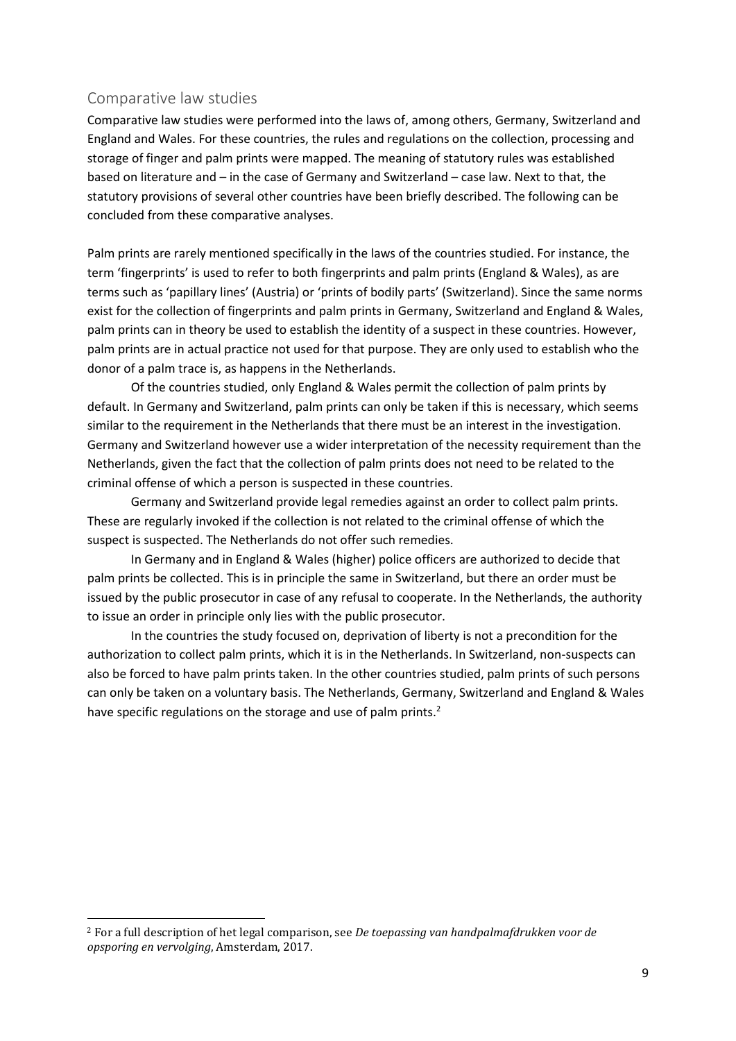## Comparative law studies

Comparative law studies were performed into the laws of, among others, Germany, Switzerland and England and Wales. For these countries, the rules and regulations on the collection, processing and storage of finger and palm prints were mapped. The meaning of statutory rules was established based on literature and – in the case of Germany and Switzerland – case law. Next to that, the statutory provisions of several other countries have been briefly described. The following can be concluded from these comparative analyses.

Palm prints are rarely mentioned specifically in the laws of the countries studied. For instance, the term 'fingerprints' is used to refer to both fingerprints and palm prints (England & Wales), as are terms such as 'papillary lines' (Austria) or 'prints of bodily parts' (Switzerland). Since the same norms exist for the collection of fingerprints and palm prints in Germany, Switzerland and England & Wales, palm prints can in theory be used to establish the identity of a suspect in these countries. However, palm prints are in actual practice not used for that purpose. They are only used to establish who the donor of a palm trace is, as happens in the Netherlands.

Of the countries studied, only England & Wales permit the collection of palm prints by default. In Germany and Switzerland, palm prints can only be taken if this is necessary, which seems similar to the requirement in the Netherlands that there must be an interest in the investigation. Germany and Switzerland however use a wider interpretation of the necessity requirement than the Netherlands, given the fact that the collection of palm prints does not need to be related to the criminal offense of which a person is suspected in these countries.

Germany and Switzerland provide legal remedies against an order to collect palm prints. These are regularly invoked if the collection is not related to the criminal offense of which the suspect is suspected. The Netherlands do not offer such remedies.

In Germany and in England & Wales (higher) police officers are authorized to decide that palm prints be collected. This is in principle the same in Switzerland, but there an order must be issued by the public prosecutor in case of any refusal to cooperate. In the Netherlands, the authority to issue an order in principle only lies with the public prosecutor.

In the countries the study focused on, deprivation of liberty is not a precondition for the authorization to collect palm prints, which it is in the Netherlands. In Switzerland, non-suspects can also be forced to have palm prints taken. In the other countries studied, palm prints of such persons can only be taken on a voluntary basis. The Netherlands, Germany, Switzerland and England & Wales have specific regulations on the storage and use of palm prints.[2]

---

[2] For a full description of het legal comparison, see *De toepassing van handpalmafdrukken voor de opsporing en vervolging*, Amsterdam, 2017.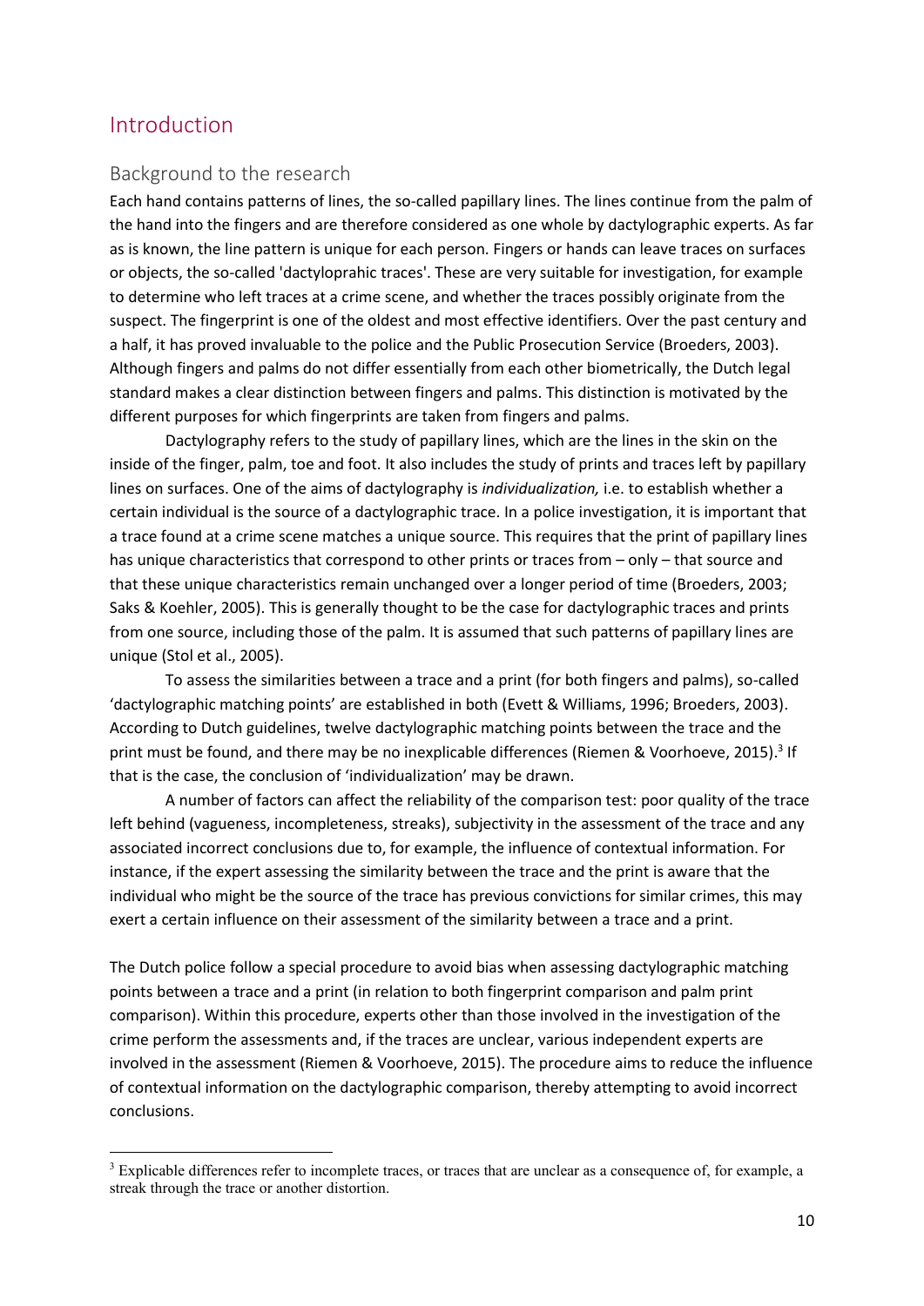# Introduction

## Background to the research

Each hand contains patterns of lines, the so-called papillary lines. The lines continue from the palm of the hand into the fingers and are therefore considered as one whole by dactylographic experts. As far as is known, the line pattern is unique for each person. Fingers or hands can leave traces on surfaces or objects, the so-called 'dactyloprahic traces'. These are very suitable for investigation, for example to determine who left traces at a crime scene, and whether the traces possibly originate from the suspect. The fingerprint is one of the oldest and most effective identifiers. Over the past century and a half, it has proved invaluable to the police and the Public Prosecution Service (Broeders, 2003). Although fingers and palms do not differ essentially from each other biometrically, the Dutch legal standard makes a clear distinction between fingers and palms. This distinction is motivated by the different purposes for which fingerprints are taken from fingers and palms.

Dactylography refers to the study of papillary lines, which are the lines in the skin on the inside of the finger, palm, toe and foot. It also includes the study of prints and traces left by papillary lines on surfaces. One of the aims of dactylography is *individualization,* i.e. to establish whether a certain individual is the source of a dactylographic trace. In a police investigation, it is important that a trace found at a crime scene matches a unique source. This requires that the print of papillary lines has unique characteristics that correspond to other prints or traces from – only – that source and that these unique characteristics remain unchanged over a longer period of time (Broeders, 2003; Saks & Koehler, 2005). This is generally thought to be the case for dactylographic traces and prints from one source, including those of the palm. It is assumed that such patterns of papillary lines are unique (Stol et al., 2005).

To assess the similarities between a trace and a print (for both fingers and palms), so-called 'dactylographic matching points' are established in both (Evett & Williams, 1996; Broeders, 2003). According to Dutch guidelines, twelve dactylographic matching points between the trace and the print must be found, and there may be no inexplicable differences (Riemen & Voorhoeve, 2015).[3] If that is the case, the conclusion of 'individualization' may be drawn.

A number of factors can affect the reliability of the comparison test: poor quality of the trace left behind (vagueness, incompleteness, streaks), subjectivity in the assessment of the trace and any associated incorrect conclusions due to, for example, the influence of contextual information. For instance, if the expert assessing the similarity between the trace and the print is aware that the individual who might be the source of the trace has previous convictions for similar crimes, this may exert a certain influence on their assessment of the similarity between a trace and a print.

The Dutch police follow a special procedure to avoid bias when assessing dactylographic matching points between a trace and a print (in relation to both fingerprint comparison and palm print comparison). Within this procedure, experts other than those involved in the investigation of the crime perform the assessments and, if the traces are unclear, various independent experts are involved in the assessment (Riemen & Voorhoeve, 2015). The procedure aims to reduce the influence of contextual information on the dactylographic comparison, thereby attempting to avoid incorrect conclusions.

[3] Explicable differences refer to incomplete traces, or traces that are unclear as a consequence of, for example, a streak through the trace or another distortion.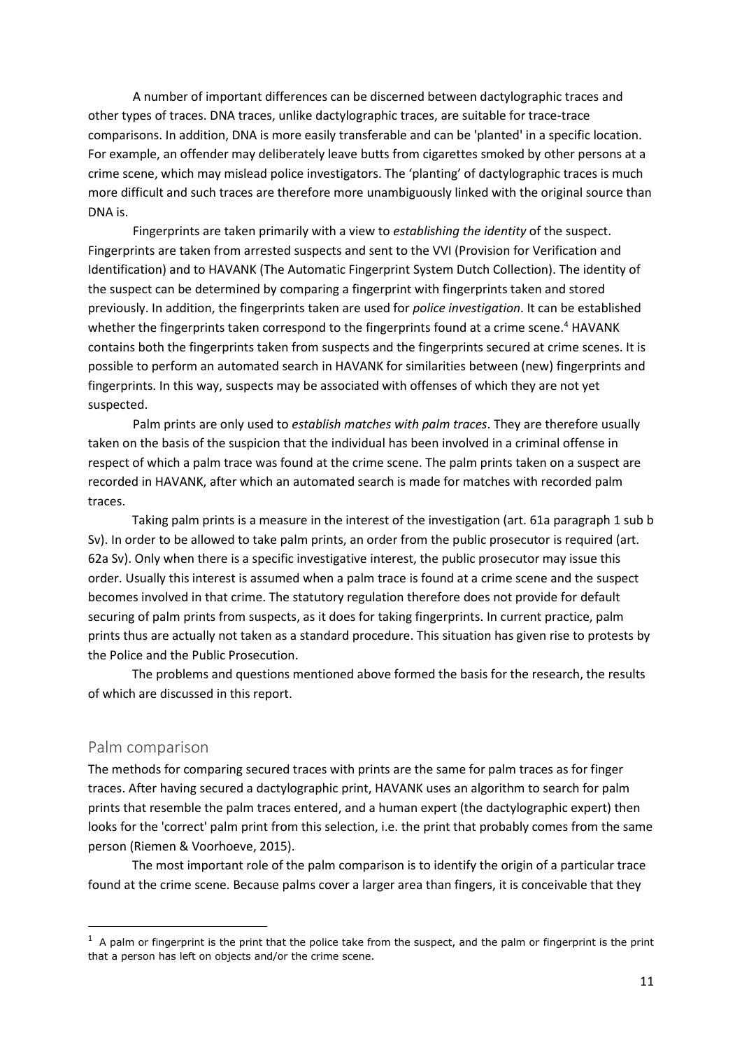A number of important differences can be discerned between dactylographic traces and other types of traces. DNA traces, unlike dactylographic traces, are suitable for trace-trace comparisons. In addition, DNA is more easily transferable and can be 'planted' in a specific location. For example, an offender may deliberately leave butts from cigarettes smoked by other persons at a crime scene, which may mislead police investigators. The 'planting' of dactylographic traces is much more difficult and such traces are therefore more unambiguously linked with the original source than DNA is.

Fingerprints are taken primarily with a view to *establishing the identity* of the suspect. Fingerprints are taken from arrested suspects and sent to the VVI (Provision for Verification and Identification) and to HAVANK (The Automatic Fingerprint System Dutch Collection). The identity of the suspect can be determined by comparing a fingerprint with fingerprints taken and stored previously. In addition, the fingerprints taken are used for *police investigation*. It can be established whether the fingerprints taken correspond to the fingerprints found at a crime scene.[4] HAVANK contains both the fingerprints taken from suspects and the fingerprints secured at crime scenes. It is possible to perform an automated search in HAVANK for similarities between (new) fingerprints and fingerprints. In this way, suspects may be associated with offenses of which they are not yet suspected.

Palm prints are only used to *establish matches with palm traces*. They are therefore usually taken on the basis of the suspicion that the individual has been involved in a criminal offense in respect of which a palm trace was found at the crime scene. The palm prints taken on a suspect are recorded in HAVANK, after which an automated search is made for matches with recorded palm traces.

Taking palm prints is a measure in the interest of the investigation (art. 61a paragraph 1 sub b Sv). In order to be allowed to take palm prints, an order from the public prosecutor is required (art. 62a Sv). Only when there is a specific investigative interest, the public prosecutor may issue this order. Usually this interest is assumed when a palm trace is found at a crime scene and the suspect becomes involved in that crime. The statutory regulation therefore does not provide for default securing of palm prints from suspects, as it does for taking fingerprints. In current practice, palm prints thus are actually not taken as a standard procedure. This situation has given rise to protests by the Police and the Public Prosecution.

The problems and questions mentioned above formed the basis for the research, the results of which are discussed in this report.

## Palm comparison

The methods for comparing secured traces with prints are the same for palm traces as for finger traces. After having secured a dactylographic print, HAVANK uses an algorithm to search for palm prints that resemble the palm traces entered, and a human expert (the dactylographic expert) then looks for the 'correct' palm print from this selection, i.e. the print that probably comes from the same person (Riemen & Voorhoeve, 2015).

The most important role of the palm comparison is to identify the origin of a particular trace found at the crime scene. Because palms cover a larger area than fingers, it is conceivable that they

---

[1] A palm or fingerprint is the print that the police take from the suspect, and the palm or fingerprint is the print that a person has left on objects and/or the crime scene.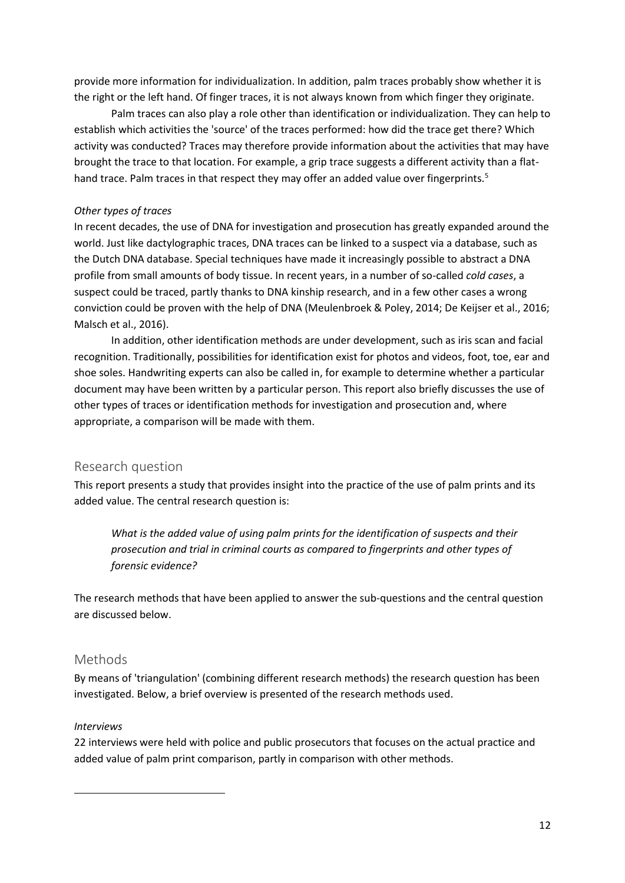provide more information for individualization. In addition, palm traces probably show whether it is the right or the left hand. Of finger traces, it is not always known from which finger they originate.

Palm traces can also play a role other than identification or individualization. They can help to establish which activities the 'source' of the traces performed: how did the trace get there? Which activity was conducted? Traces may therefore provide information about the activities that may have brought the trace to that location. For example, a grip trace suggests a different activity than a flat-hand trace. Palm traces in that respect they may offer an added value over fingerprints.[5]

*Other types of traces*

In recent decades, the use of DNA for investigation and prosecution has greatly expanded around the world. Just like dactylographic traces, DNA traces can be linked to a suspect via a database, such as the Dutch DNA database. Special techniques have made it increasingly possible to abstract a DNA profile from small amounts of body tissue. In recent years, in a number of so-called *cold cases*, a suspect could be traced, partly thanks to DNA kinship research, and in a few other cases a wrong conviction could be proven with the help of DNA (Meulenbroek & Poley, 2014; De Keijser et al., 2016; Malsch et al., 2016).

In addition, other identification methods are under development, such as iris scan and facial recognition. Traditionally, possibilities for identification exist for photos and videos, foot, toe, ear and shoe soles. Handwriting experts can also be called in, for example to determine whether a particular document may have been written by a particular person. This report also briefly discusses the use of other types of traces or identification methods for investigation and prosecution and, where appropriate, a comparison will be made with them.

## Research question

This report presents a study that provides insight into the practice of the use of palm prints and its added value. The central research question is:

> *What is the added value of using palm prints for the identification of suspects and their prosecution and trial in criminal courts as compared to fingerprints and other types of forensic evidence?*

The research methods that have been applied to answer the sub-questions and the central question are discussed below.

## Methods

By means of 'triangulation' (combining different research methods) the research question has been investigated. Below, a brief overview is presented of the research methods used.

*Interviews*

22 interviews were held with police and public prosecutors that focuses on the actual practice and added value of palm print comparison, partly in comparison with other methods.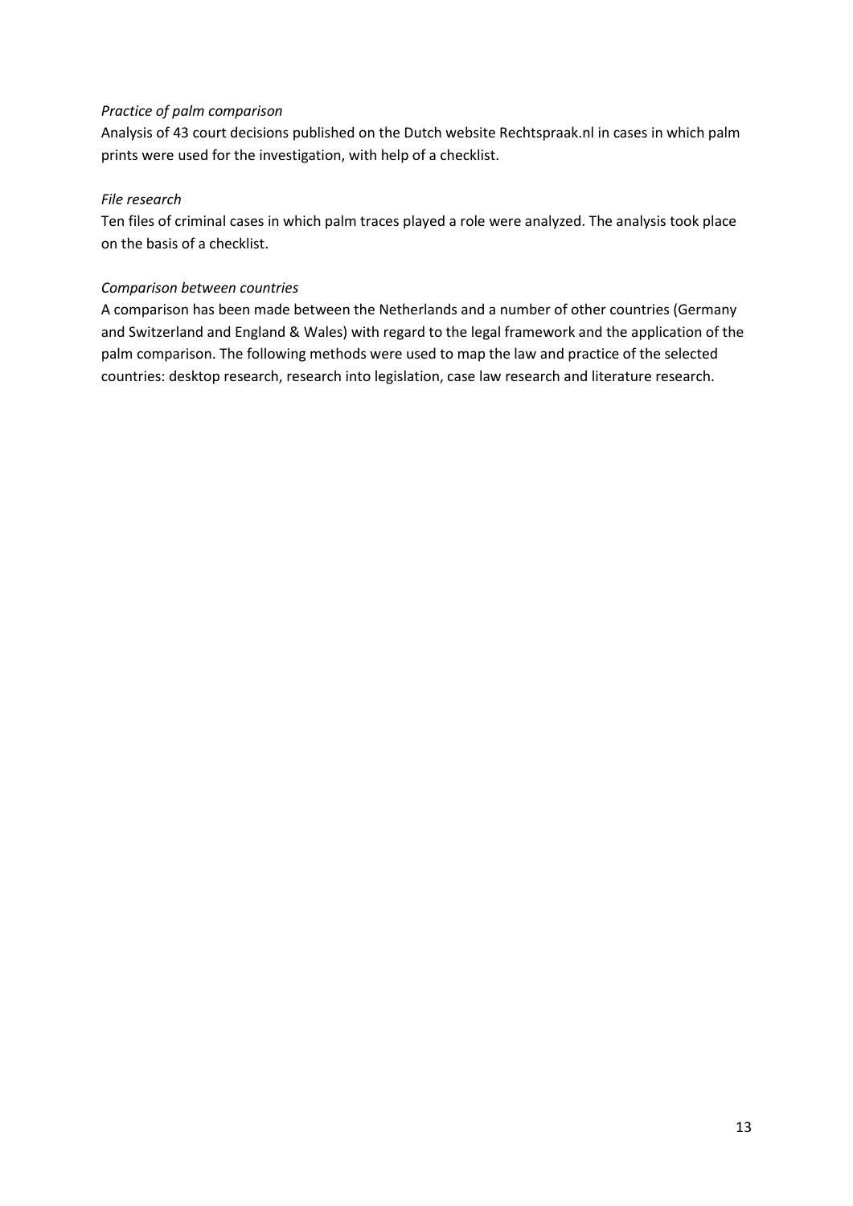*Practice of palm comparison*

Analysis of 43 court decisions published on the Dutch website Rechtspraak.nl in cases in which palm prints were used for the investigation, with help of a checklist.

*File research*

Ten files of criminal cases in which palm traces played a role were analyzed. The analysis took place on the basis of a checklist.

*Comparison between countries*

A comparison has been made between the Netherlands and a number of other countries (Germany and Switzerland and England & Wales) with regard to the legal framework and the application of the palm comparison. The following methods were used to map the law and practice of the selected countries: desktop research, research into legislation, case law research and literature research.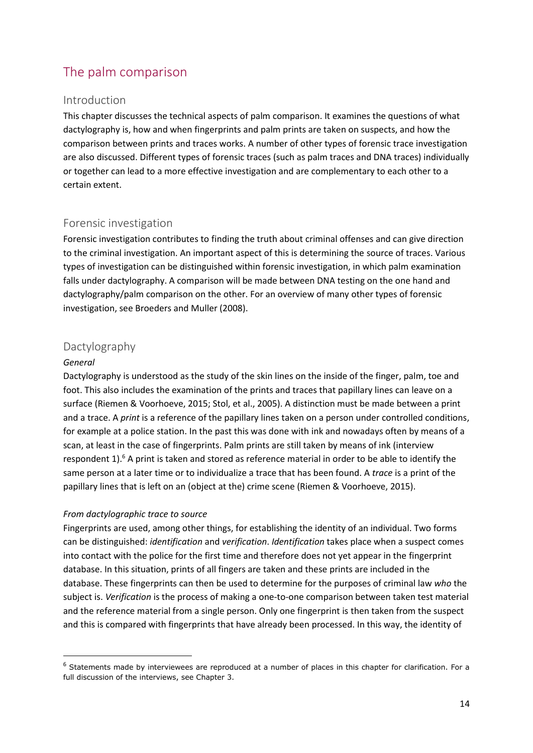## The palm comparison

### Introduction

This chapter discusses the technical aspects of palm comparison. It examines the questions of what dactylography is, how and when fingerprints and palm prints are taken on suspects, and how the comparison between prints and traces works. A number of other types of forensic trace investigation are also discussed. Different types of forensic traces (such as palm traces and DNA traces) individually or together can lead to a more effective investigation and are complementary to each other to a certain extent.

### Forensic investigation

Forensic investigation contributes to finding the truth about criminal offenses and can give direction to the criminal investigation. An important aspect of this is determining the source of traces. Various types of investigation can be distinguished within forensic investigation, in which palm examination falls under dactylography. A comparison will be made between DNA testing on the one hand and dactylography/palm comparison on the other. For an overview of many other types of forensic investigation, see Broeders and Muller (2008).

### Dactylography

*General*

Dactylography is understood as the study of the skin lines on the inside of the finger, palm, toe and foot. This also includes the examination of the prints and traces that papillary lines can leave on a surface (Riemen & Voorhoeve, 2015; Stol, et al., 2005). A distinction must be made between a print and a trace. A *print* is a reference of the papillary lines taken on a person under controlled conditions, for example at a police station. In the past this was done with ink and nowadays often by means of a scan, at least in the case of fingerprints. Palm prints are still taken by means of ink (interview respondent 1).[6] A print is taken and stored as reference material in order to be able to identify the same person at a later time or to individualize a trace that has been found. A *trace* is a print of the papillary lines that is left on an (object at the) crime scene (Riemen & Voorhoeve, 2015).

*From dactylographic trace to source*

Fingerprints are used, among other things, for establishing the identity of an individual. Two forms can be distinguished: *identification* and *verification*. *Identification* takes place when a suspect comes into contact with the police for the first time and therefore does not yet appear in the fingerprint database. In this situation, prints of all fingers are taken and these prints are included in the database. These fingerprints can then be used to determine for the purposes of criminal law *who* the subject is. *Verification* is the process of making a one-to-one comparison between taken test material and the reference material from a single person. Only one fingerprint is then taken from the suspect and this is compared with fingerprints that have already been processed. In this way, the identity of

[6] Statements made by interviewees are reproduced at a number of places in this chapter for clarification. For a full discussion of the interviews, see Chapter 3.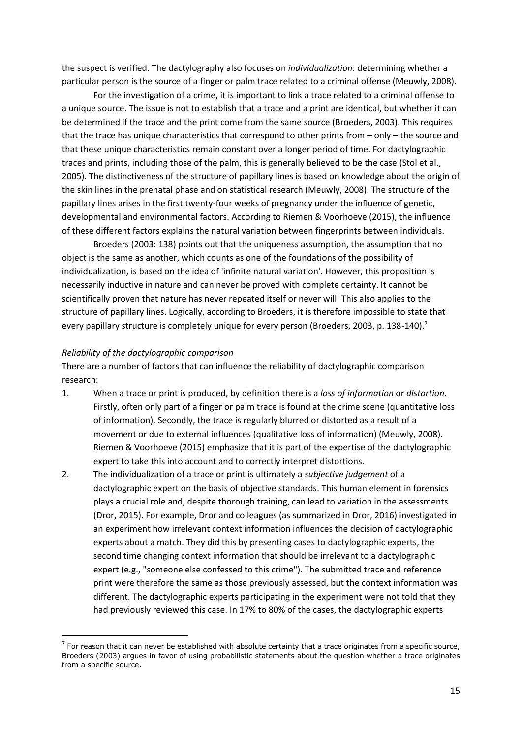the suspect is verified. The dactylography also focuses on *individualization*: determining whether a particular person is the source of a finger or palm trace related to a criminal offense (Meuwly, 2008).

For the investigation of a crime, it is important to link a trace related to a criminal offense to a unique source. The issue is not to establish that a trace and a print are identical, but whether it can be determined if the trace and the print come from the same source (Broeders, 2003). This requires that the trace has unique characteristics that correspond to other prints from – only – the source and that these unique characteristics remain constant over a longer period of time. For dactylographic traces and prints, including those of the palm, this is generally believed to be the case (Stol et al., 2005). The distinctiveness of the structure of papillary lines is based on knowledge about the origin of the skin lines in the prenatal phase and on statistical research (Meuwly, 2008). The structure of the papillary lines arises in the first twenty-four weeks of pregnancy under the influence of genetic, developmental and environmental factors. According to Riemen & Voorhoeve (2015), the influence of these different factors explains the natural variation between fingerprints between individuals.

Broeders (2003: 138) points out that the uniqueness assumption, the assumption that no object is the same as another, which counts as one of the foundations of the possibility of individualization, is based on the idea of 'infinite natural variation'. However, this proposition is necessarily inductive in nature and can never be proved with complete certainty. It cannot be scientifically proven that nature has never repeated itself or never will. This also applies to the structure of papillary lines. Logically, according to Broeders, it is therefore impossible to state that every papillary structure is completely unique for every person (Broeders, 2003, p. 138-140).[7]

*Reliability of the dactylographic comparison*

There are a number of factors that can influence the reliability of dactylographic comparison research:

1. When a trace or print is produced, by definition there is a *loss of information* or *distortion*. Firstly, often only part of a finger or palm trace is found at the crime scene (quantitative loss of information). Secondly, the trace is regularly blurred or distorted as a result of a movement or due to external influences (qualitative loss of information) (Meuwly, 2008). Riemen & Voorhoeve (2015) emphasize that it is part of the expertise of the dactylographic expert to take this into account and to correctly interpret distortions.
2. The individualization of a trace or print is ultimately a *subjective judgement* of a dactylographic expert on the basis of objective standards. This human element in forensics plays a crucial role and, despite thorough training, can lead to variation in the assessments (Dror, 2015). For example, Dror and colleagues (as summarized in Dror, 2016) investigated in an experiment how irrelevant context information influences the decision of dactylographic experts about a match. They did this by presenting cases to dactylographic experts, the second time changing context information that should be irrelevant to a dactylographic expert (e.g., "someone else confessed to this crime"). The submitted trace and reference print were therefore the same as those previously assessed, but the context information was different. The dactylographic experts participating in the experiment were not told that they had previously reviewed this case. In 17% to 80% of the cases, the dactylographic experts

[7] For reason that it can never be established with absolute certainty that a trace originates from a specific source, Broeders (2003) argues in favor of using probabilistic statements about the question whether a trace originates from a specific source.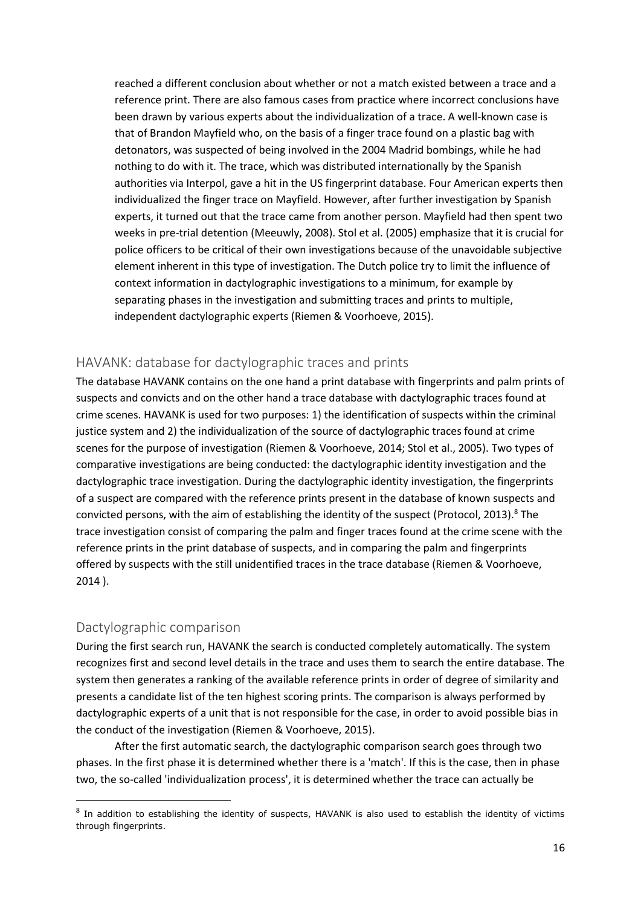reached a different conclusion about whether or not a match existed between a trace and a reference print. There are also famous cases from practice where incorrect conclusions have been drawn by various experts about the individualization of a trace. A well-known case is that of Brandon Mayfield who, on the basis of a finger trace found on a plastic bag with detonators, was suspected of being involved in the 2004 Madrid bombings, while he had nothing to do with it. The trace, which was distributed internationally by the Spanish authorities via Interpol, gave a hit in the US fingerprint database. Four American experts then individualized the finger trace on Mayfield. However, after further investigation by Spanish experts, it turned out that the trace came from another person. Mayfield had then spent two weeks in pre-trial detention (Meeuwly, 2008). Stol et al. (2005) emphasize that it is crucial for police officers to be critical of their own investigations because of the unavoidable subjective element inherent in this type of investigation. The Dutch police try to limit the influence of context information in dactylographic investigations to a minimum, for example by separating phases in the investigation and submitting traces and prints to multiple, independent dactylographic experts (Riemen & Voorhoeve, 2015).

## HAVANK: database for dactylographic traces and prints

The database HAVANK contains on the one hand a print database with fingerprints and palm prints of suspects and convicts and on the other hand a trace database with dactylographic traces found at crime scenes. HAVANK is used for two purposes: 1) the identification of suspects within the criminal justice system and 2) the individualization of the source of dactylographic traces found at crime scenes for the purpose of investigation (Riemen & Voorhoeve, 2014; Stol et al., 2005). Two types of comparative investigations are being conducted: the dactylographic identity investigation and the dactylographic trace investigation. During the dactylographic identity investigation, the fingerprints of a suspect are compared with the reference prints present in the database of known suspects and convicted persons, with the aim of establishing the identity of the suspect (Protocol, 2013).[8] The trace investigation consist of comparing the palm and finger traces found at the crime scene with the reference prints in the print database of suspects, and in comparing the palm and fingerprints offered by suspects with the still unidentified traces in the trace database (Riemen & Voorhoeve, 2014 ).

## Dactylographic comparison

During the first search run, HAVANK the search is conducted completely automatically. The system recognizes first and second level details in the trace and uses them to search the entire database. The system then generates a ranking of the available reference prints in order of degree of similarity and presents a candidate list of the ten highest scoring prints. The comparison is always performed by dactylographic experts of a unit that is not responsible for the case, in order to avoid possible bias in the conduct of the investigation (Riemen & Voorhoeve, 2015).

After the first automatic search, the dactylographic comparison search goes through two phases. In the first phase it is determined whether there is a 'match'. If this is the case, then in phase two, the so-called 'individualization process', it is determined whether the trace can actually be

[8] In addition to establishing the identity of suspects, HAVANK is also used to establish the identity of victims through fingerprints.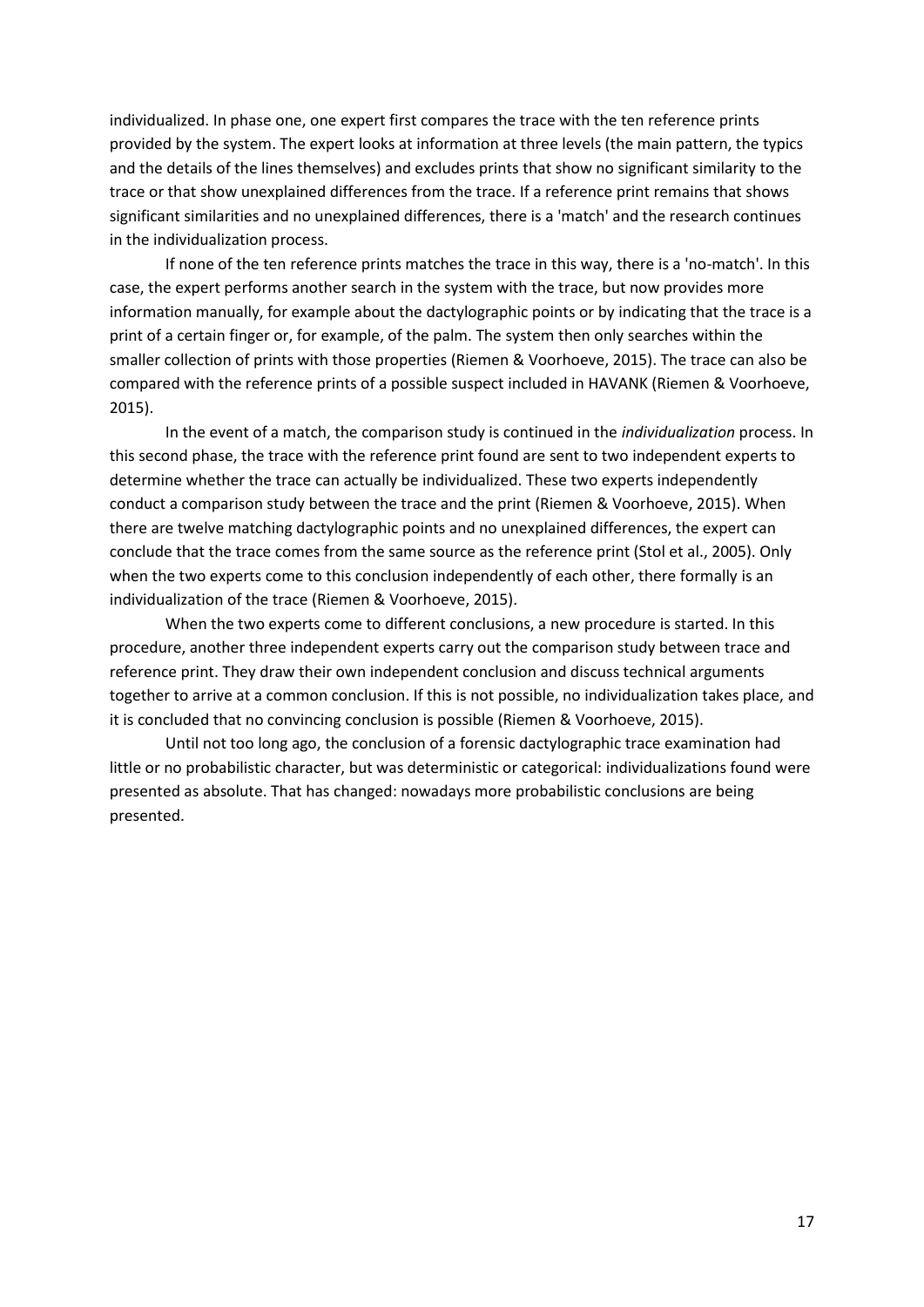individualized. In phase one, one expert first compares the trace with the ten reference prints provided by the system. The expert looks at information at three levels (the main pattern, the typics and the details of the lines themselves) and excludes prints that show no significant similarity to the trace or that show unexplained differences from the trace. If a reference print remains that shows significant similarities and no unexplained differences, there is a 'match' and the research continues in the individualization process.

If none of the ten reference prints matches the trace in this way, there is a 'no-match'. In this case, the expert performs another search in the system with the trace, but now provides more information manually, for example about the dactylographic points or by indicating that the trace is a print of a certain finger or, for example, of the palm. The system then only searches within the smaller collection of prints with those properties (Riemen & Voorhoeve, 2015). The trace can also be compared with the reference prints of a possible suspect included in HAVANK (Riemen & Voorhoeve, 2015).

In the event of a match, the comparison study is continued in the *individualization* process. In this second phase, the trace with the reference print found are sent to two independent experts to determine whether the trace can actually be individualized. These two experts independently conduct a comparison study between the trace and the print (Riemen & Voorhoeve, 2015). When there are twelve matching dactylographic points and no unexplained differences, the expert can conclude that the trace comes from the same source as the reference print (Stol et al., 2005). Only when the two experts come to this conclusion independently of each other, there formally is an individualization of the trace (Riemen & Voorhoeve, 2015).

When the two experts come to different conclusions, a new procedure is started. In this procedure, another three independent experts carry out the comparison study between trace and reference print. They draw their own independent conclusion and discuss technical arguments together to arrive at a common conclusion. If this is not possible, no individualization takes place, and it is concluded that no convincing conclusion is possible (Riemen & Voorhoeve, 2015).

Until not too long ago, the conclusion of a forensic dactylographic trace examination had little or no probabilistic character, but was deterministic or categorical: individualizations found were presented as absolute. That has changed: nowadays more probabilistic conclusions are being presented.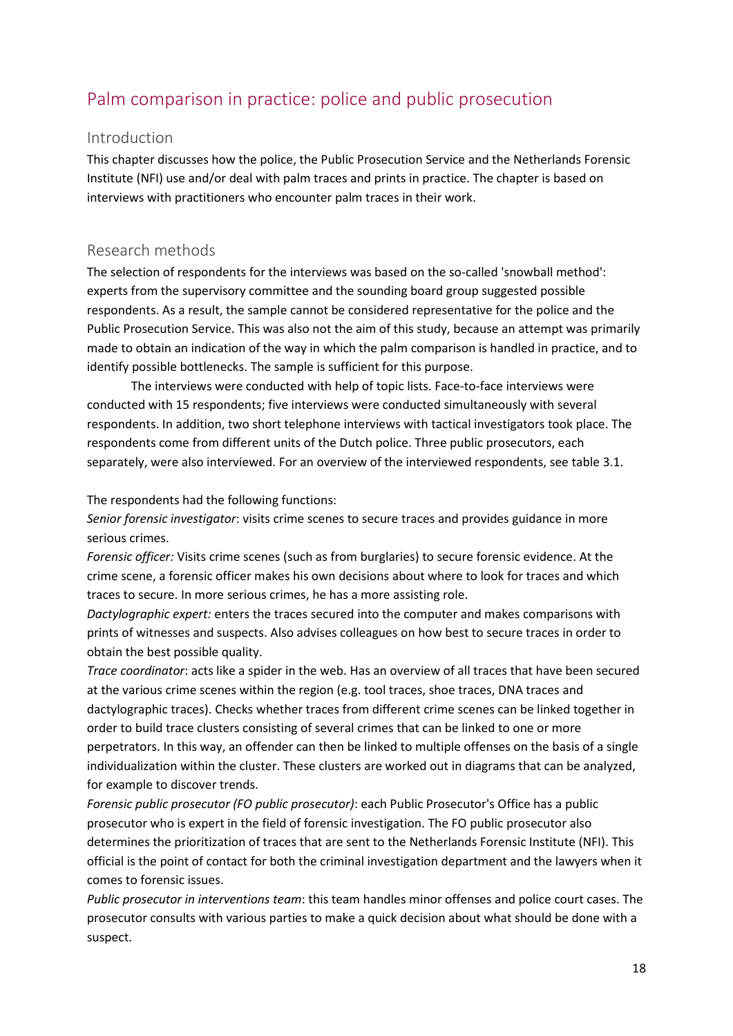# Palm comparison in practice: police and public prosecution

## Introduction

This chapter discusses how the police, the Public Prosecution Service and the Netherlands Forensic Institute (NFI) use and/or deal with palm traces and prints in practice. The chapter is based on interviews with practitioners who encounter palm traces in their work.

## Research methods

The selection of respondents for the interviews was based on the so-called 'snowball method': experts from the supervisory committee and the sounding board group suggested possible respondents. As a result, the sample cannot be considered representative for the police and the Public Prosecution Service. This was also not the aim of this study, because an attempt was primarily made to obtain an indication of the way in which the palm comparison is handled in practice, and to identify possible bottlenecks. The sample is sufficient for this purpose.

The interviews were conducted with help of topic lists. Face-to-face interviews were conducted with 15 respondents; five interviews were conducted simultaneously with several respondents. In addition, two short telephone interviews with tactical investigators took place. The respondents come from different units of the Dutch police. Three public prosecutors, each separately, were also interviewed. For an overview of the interviewed respondents, see table 3.1.

The respondents had the following functions:

*Senior forensic investigator*: visits crime scenes to secure traces and provides guidance in more serious crimes.

*Forensic officer:* Visits crime scenes (such as from burglaries) to secure forensic evidence. At the crime scene, a forensic officer makes his own decisions about where to look for traces and which traces to secure. In more serious crimes, he has a more assisting role.

*Dactylographic expert:* enters the traces secured into the computer and makes comparisons with prints of witnesses and suspects. Also advises colleagues on how best to secure traces in order to obtain the best possible quality.

*Trace coordinator*: acts like a spider in the web. Has an overview of all traces that have been secured at the various crime scenes within the region (e.g. tool traces, shoe traces, DNA traces and dactylographic traces). Checks whether traces from different crime scenes can be linked together in order to build trace clusters consisting of several crimes that can be linked to one or more perpetrators. In this way, an offender can then be linked to multiple offenses on the basis of a single individualization within the cluster. These clusters are worked out in diagrams that can be analyzed, for example to discover trends.

*Forensic public prosecutor (FO public prosecutor)*: each Public Prosecutor's Office has a public prosecutor who is expert in the field of forensic investigation. The FO public prosecutor also determines the prioritization of traces that are sent to the Netherlands Forensic Institute (NFI). This official is the point of contact for both the criminal investigation department and the lawyers when it comes to forensic issues.

*Public prosecutor in interventions team*: this team handles minor offenses and police court cases. The prosecutor consults with various parties to make a quick decision about what should be done with a suspect.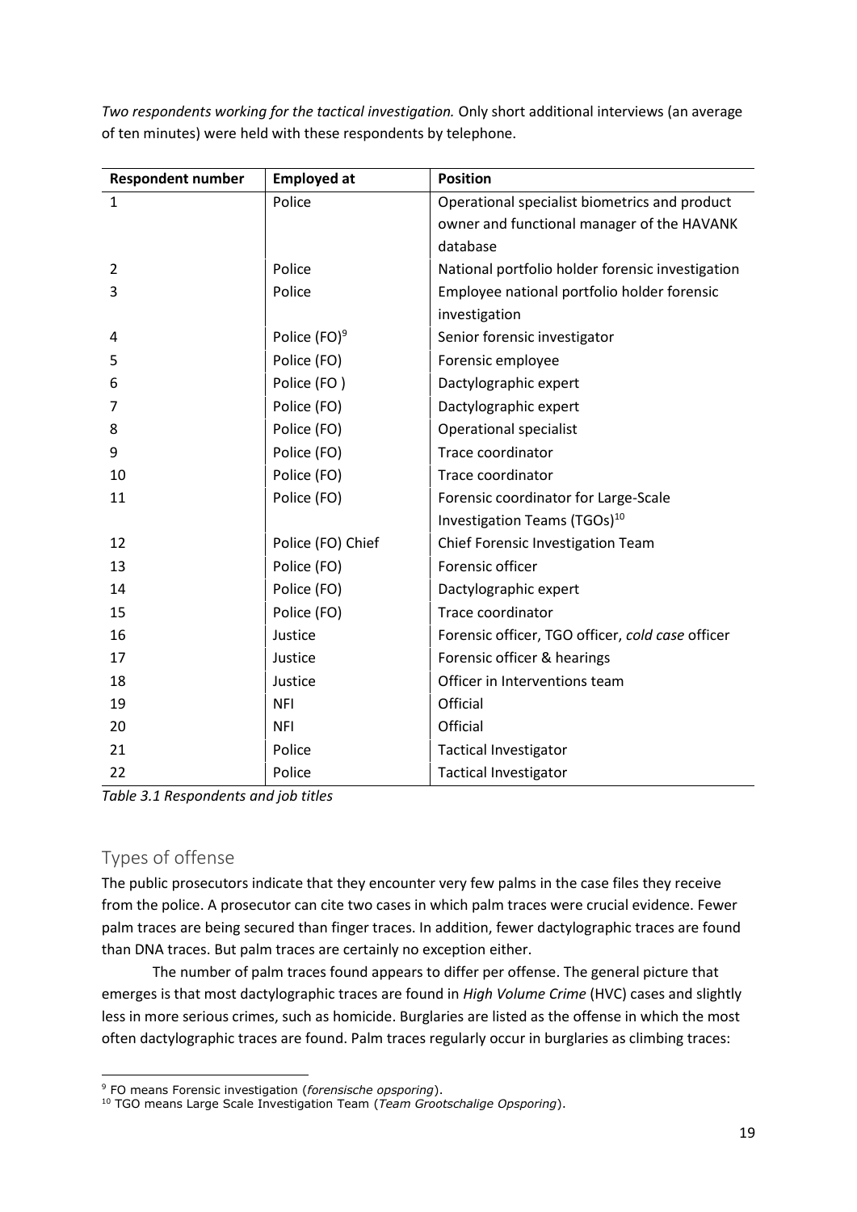*Two respondents working for the tactical investigation.* Only short additional interviews (an average of ten minutes) were held with these respondents by telephone.

| Respondent number | Employed at | Position |
|---|---|---|
| 1 | Police | Operational specialist biometrics and product owner and functional manager of the HAVANK database |
| 2 | Police | National portfolio holder forensic investigation |
| 3 | Police | Employee national portfolio holder forensic investigation |
| 4 | Police (FO)[9] | Senior forensic investigator |
| 5 | Police (FO) | Forensic employee |
| 6 | Police (FO ) | Dactylographic expert |
| 7 | Police (FO) | Dactylographic expert |
| 8 | Police (FO) | Operational specialist |
| 9 | Police (FO) | Trace coordinator |
| 10 | Police (FO) | Trace coordinator |
| 11 | Police (FO) | Forensic coordinator for Large-Scale Investigation Teams (TGOs)[10] |
| 12 | Police (FO) Chief | Chief Forensic Investigation Team |
| 13 | Police (FO) | Forensic officer |
| 14 | Police (FO) | Dactylographic expert |
| 15 | Police (FO) | Trace coordinator |
| 16 | Justice | Forensic officer, TGO officer, *cold case* officer |
| 17 | Justice | Forensic officer & hearings |
| 18 | Justice | Officer in Interventions team |
| 19 | NFI | Official |
| 20 | NFI | Official |
| 21 | Police | Tactical Investigator |
| 22 | Police | Tactical Investigator |

*Table 3.1 Respondents and job titles*

## Types of offense

The public prosecutors indicate that they encounter very few palms in the case files they receive from the police. A prosecutor can cite two cases in which palm traces were crucial evidence. Fewer palm traces are being secured than finger traces. In addition, fewer dactylographic traces are found than DNA traces. But palm traces are certainly no exception either.

The number of palm traces found appears to differ per offense. The general picture that emerges is that most dactylographic traces are found in *High Volume Crime* (HVC) cases and slightly less in more serious crimes, such as homicide. Burglaries are listed as the offense in which the most often dactylographic traces are found. Palm traces regularly occur in burglaries as climbing traces:

[9] FO means Forensic investigation (*forensische opsporing*).

[10] TGO means Large Scale Investigation Team (*Team Grootschalige Opsporing*).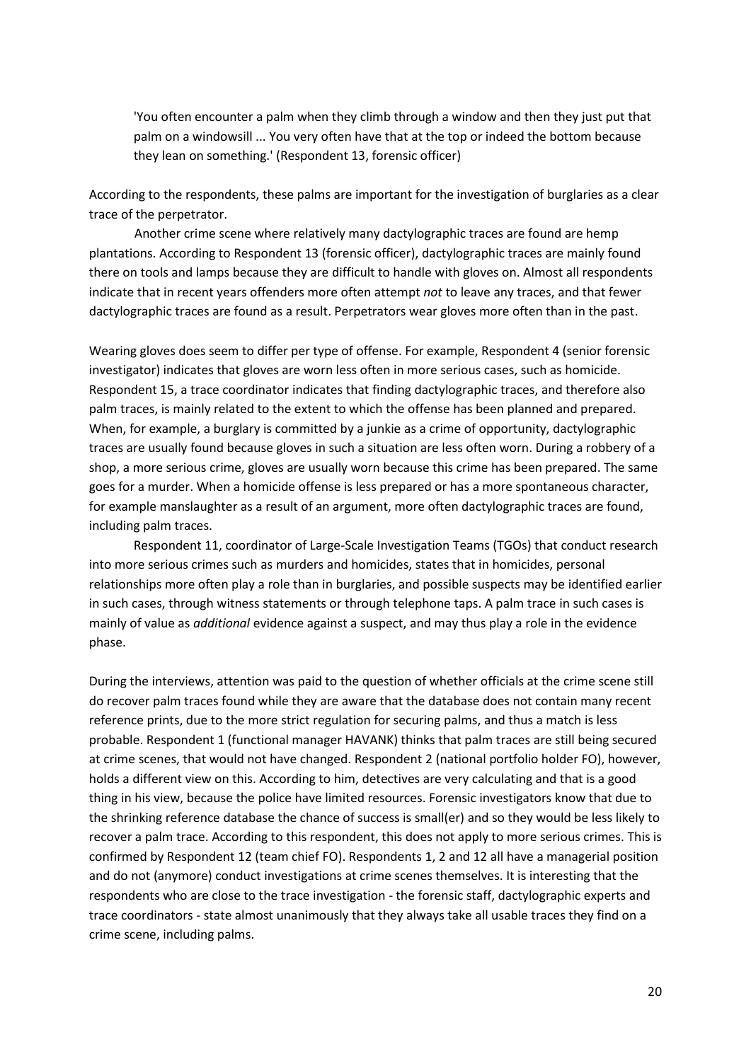> 'You often encounter a palm when they climb through a window and then they just put that palm on a windowsill ... You very often have that at the top or indeed the bottom because they lean on something.' (Respondent 13, forensic officer)

According to the respondents, these palms are important for the investigation of burglaries as a clear trace of the perpetrator.

Another crime scene where relatively many dactylographic traces are found are hemp plantations. According to Respondent 13 (forensic officer), dactylographic traces are mainly found there on tools and lamps because they are difficult to handle with gloves on. Almost all respondents indicate that in recent years offenders more often attempt *not* to leave any traces, and that fewer dactylographic traces are found as a result. Perpetrators wear gloves more often than in the past.

Wearing gloves does seem to differ per type of offense. For example, Respondent 4 (senior forensic investigator) indicates that gloves are worn less often in more serious cases, such as homicide. Respondent 15, a trace coordinator indicates that finding dactylographic traces, and therefore also palm traces, is mainly related to the extent to which the offense has been planned and prepared. When, for example, a burglary is committed by a junkie as a crime of opportunity, dactylographic traces are usually found because gloves in such a situation are less often worn. During a robbery of a shop, a more serious crime, gloves are usually worn because this crime has been prepared. The same goes for a murder. When a homicide offense is less prepared or has a more spontaneous character, for example manslaughter as a result of an argument, more often dactylographic traces are found, including palm traces.

Respondent 11, coordinator of Large-Scale Investigation Teams (TGOs) that conduct research into more serious crimes such as murders and homicides, states that in homicides, personal relationships more often play a role than in burglaries, and possible suspects may be identified earlier in such cases, through witness statements or through telephone taps. A palm trace in such cases is mainly of value as *additional* evidence against a suspect, and may thus play a role in the evidence phase.

During the interviews, attention was paid to the question of whether officials at the crime scene still do recover palm traces found while they are aware that the database does not contain many recent reference prints, due to the more strict regulation for securing palms, and thus a match is less probable. Respondent 1 (functional manager HAVANK) thinks that palm traces are still being secured at crime scenes, that would not have changed. Respondent 2 (national portfolio holder FO), however, holds a different view on this. According to him, detectives are very calculating and that is a good thing in his view, because the police have limited resources. Forensic investigators know that due to the shrinking reference database the chance of success is small(er) and so they would be less likely to recover a palm trace. According to this respondent, this does not apply to more serious crimes. This is confirmed by Respondent 12 (team chief FO). Respondents 1, 2 and 12 all have a managerial position and do not (anymore) conduct investigations at crime scenes themselves. It is interesting that the respondents who are close to the trace investigation - the forensic staff, dactylographic experts and trace coordinators - state almost unanimously that they always take all usable traces they find on a crime scene, including palms.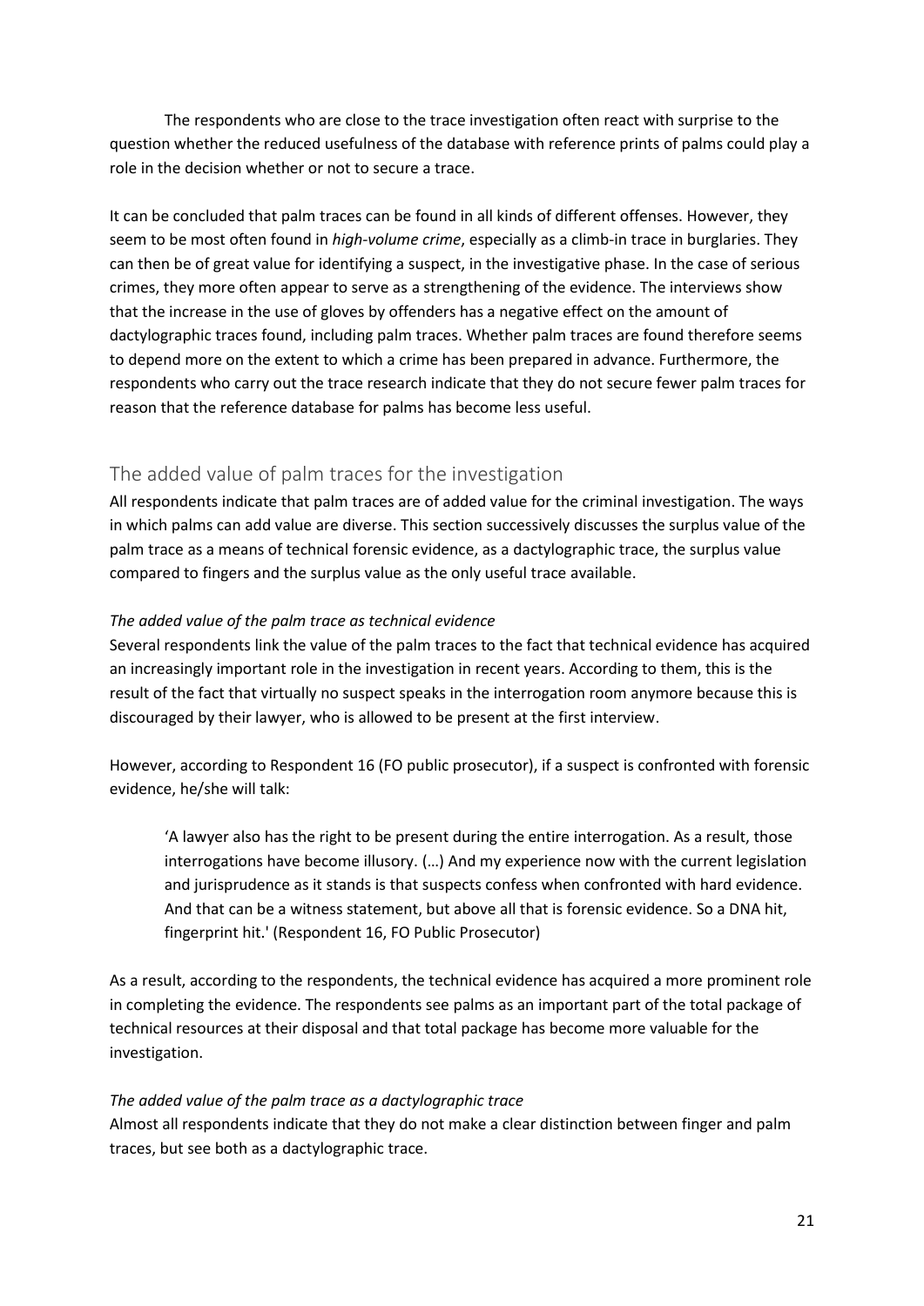The respondents who are close to the trace investigation often react with surprise to the question whether the reduced usefulness of the database with reference prints of palms could play a role in the decision whether or not to secure a trace.

It can be concluded that palm traces can be found in all kinds of different offenses. However, they seem to be most often found in *high-volume crime*, especially as a climb-in trace in burglaries. They can then be of great value for identifying a suspect, in the investigative phase. In the case of serious crimes, they more often appear to serve as a strengthening of the evidence. The interviews show that the increase in the use of gloves by offenders has a negative effect on the amount of dactylographic traces found, including palm traces. Whether palm traces are found therefore seems to depend more on the extent to which a crime has been prepared in advance. Furthermore, the respondents who carry out the trace research indicate that they do not secure fewer palm traces for reason that the reference database for palms has become less useful.

## The added value of palm traces for the investigation

All respondents indicate that palm traces are of added value for the criminal investigation. The ways in which palms can add value are diverse. This section successively discusses the surplus value of the palm trace as a means of technical forensic evidence, as a dactylographic trace, the surplus value compared to fingers and the surplus value as the only useful trace available.

### *The added value of the palm trace as technical evidence*

Several respondents link the value of the palm traces to the fact that technical evidence has acquired an increasingly important role in the investigation in recent years. According to them, this is the result of the fact that virtually no suspect speaks in the interrogation room anymore because this is discouraged by their lawyer, who is allowed to be present at the first interview.

However, according to Respondent 16 (FO public prosecutor), if a suspect is confronted with forensic evidence, he/she will talk:

> 'A lawyer also has the right to be present during the entire interrogation. As a result, those interrogations have become illusory. (…) And my experience now with the current legislation and jurisprudence as it stands is that suspects confess when confronted with hard evidence. And that can be a witness statement, but above all that is forensic evidence. So a DNA hit, fingerprint hit.' (Respondent 16, FO Public Prosecutor)

As a result, according to the respondents, the technical evidence has acquired a more prominent role in completing the evidence. The respondents see palms as an important part of the total package of technical resources at their disposal and that total package has become more valuable for the investigation.

### *The added value of the palm trace as a dactylographic trace*

Almost all respondents indicate that they do not make a clear distinction between finger and palm traces, but see both as a dactylographic trace.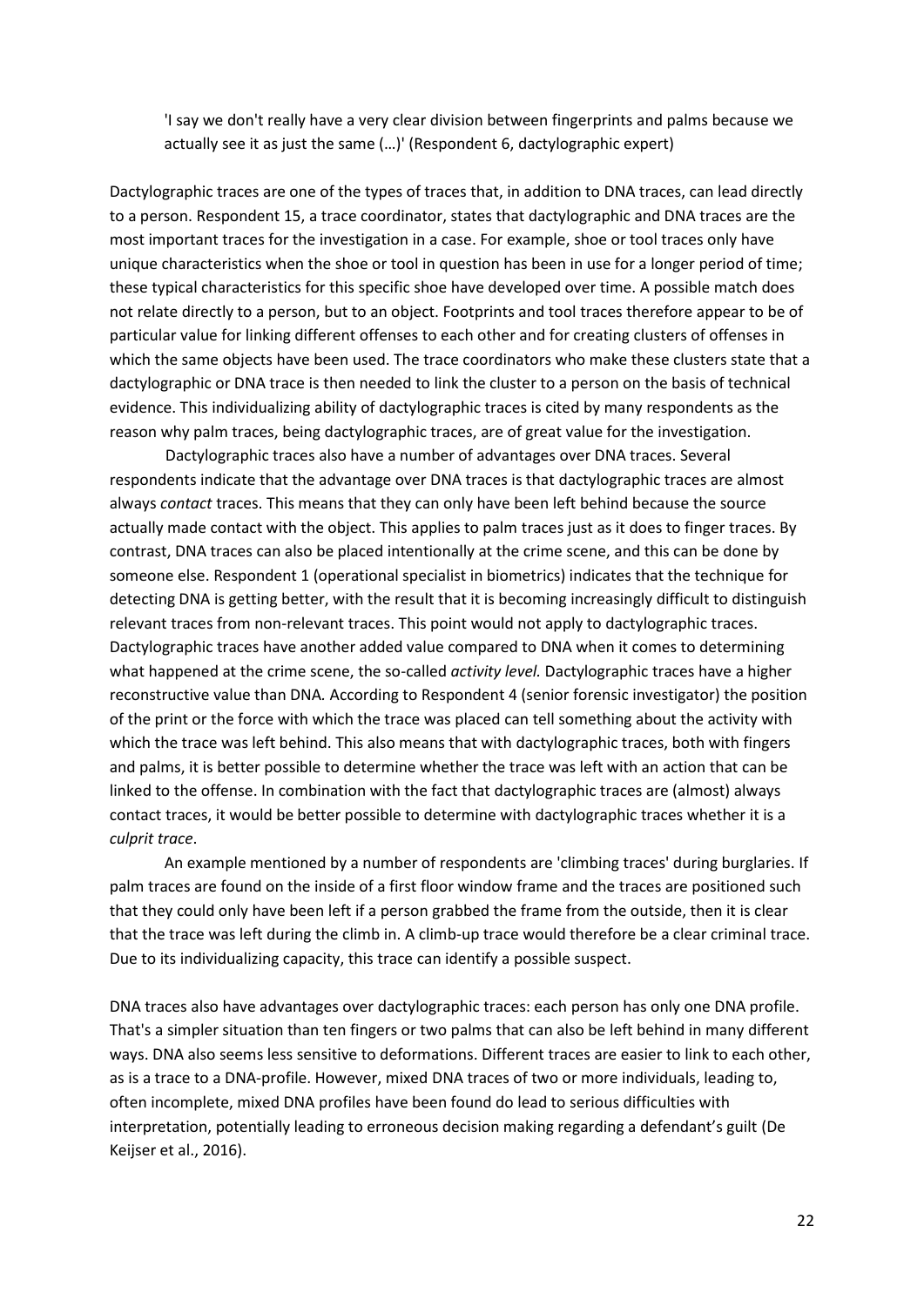'I say we don't really have a very clear division between fingerprints and palms because we actually see it as just the same (…)' (Respondent 6, dactylographic expert)

Dactylographic traces are one of the types of traces that, in addition to DNA traces, can lead directly to a person. Respondent 15, a trace coordinator, states that dactylographic and DNA traces are the most important traces for the investigation in a case. For example, shoe or tool traces only have unique characteristics when the shoe or tool in question has been in use for a longer period of time; these typical characteristics for this specific shoe have developed over time. A possible match does not relate directly to a person, but to an object. Footprints and tool traces therefore appear to be of particular value for linking different offenses to each other and for creating clusters of offenses in which the same objects have been used. The trace coordinators who make these clusters state that a dactylographic or DNA trace is then needed to link the cluster to a person on the basis of technical evidence. This individualizing ability of dactylographic traces is cited by many respondents as the reason why palm traces, being dactylographic traces, are of great value for the investigation.

Dactylographic traces also have a number of advantages over DNA traces. Several respondents indicate that the advantage over DNA traces is that dactylographic traces are almost always *contact* traces. This means that they can only have been left behind because the source actually made contact with the object. This applies to palm traces just as it does to finger traces. By contrast, DNA traces can also be placed intentionally at the crime scene, and this can be done by someone else. Respondent 1 (operational specialist in biometrics) indicates that the technique for detecting DNA is getting better, with the result that it is becoming increasingly difficult to distinguish relevant traces from non-relevant traces. This point would not apply to dactylographic traces. Dactylographic traces have another added value compared to DNA when it comes to determining what happened at the crime scene, the so-called *activity level.* Dactylographic traces have a higher reconstructive value than DNA. According to Respondent 4 (senior forensic investigator) the position of the print or the force with which the trace was placed can tell something about the activity with which the trace was left behind. This also means that with dactylographic traces, both with fingers and palms, it is better possible to determine whether the trace was left with an action that can be linked to the offense. In combination with the fact that dactylographic traces are (almost) always contact traces, it would be better possible to determine with dactylographic traces whether it is a *culprit trace*.

An example mentioned by a number of respondents are 'climbing traces' during burglaries. If palm traces are found on the inside of a first floor window frame and the traces are positioned such that they could only have been left if a person grabbed the frame from the outside, then it is clear that the trace was left during the climb in. A climb-up trace would therefore be a clear criminal trace. Due to its individualizing capacity, this trace can identify a possible suspect.

DNA traces also have advantages over dactylographic traces: each person has only one DNA profile. That's a simpler situation than ten fingers or two palms that can also be left behind in many different ways. DNA also seems less sensitive to deformations. Different traces are easier to link to each other, as is a trace to a DNA-profile. However, mixed DNA traces of two or more individuals, leading to, often incomplete, mixed DNA profiles have been found do lead to serious difficulties with interpretation, potentially leading to erroneous decision making regarding a defendant's guilt (De Keijser et al., 2016).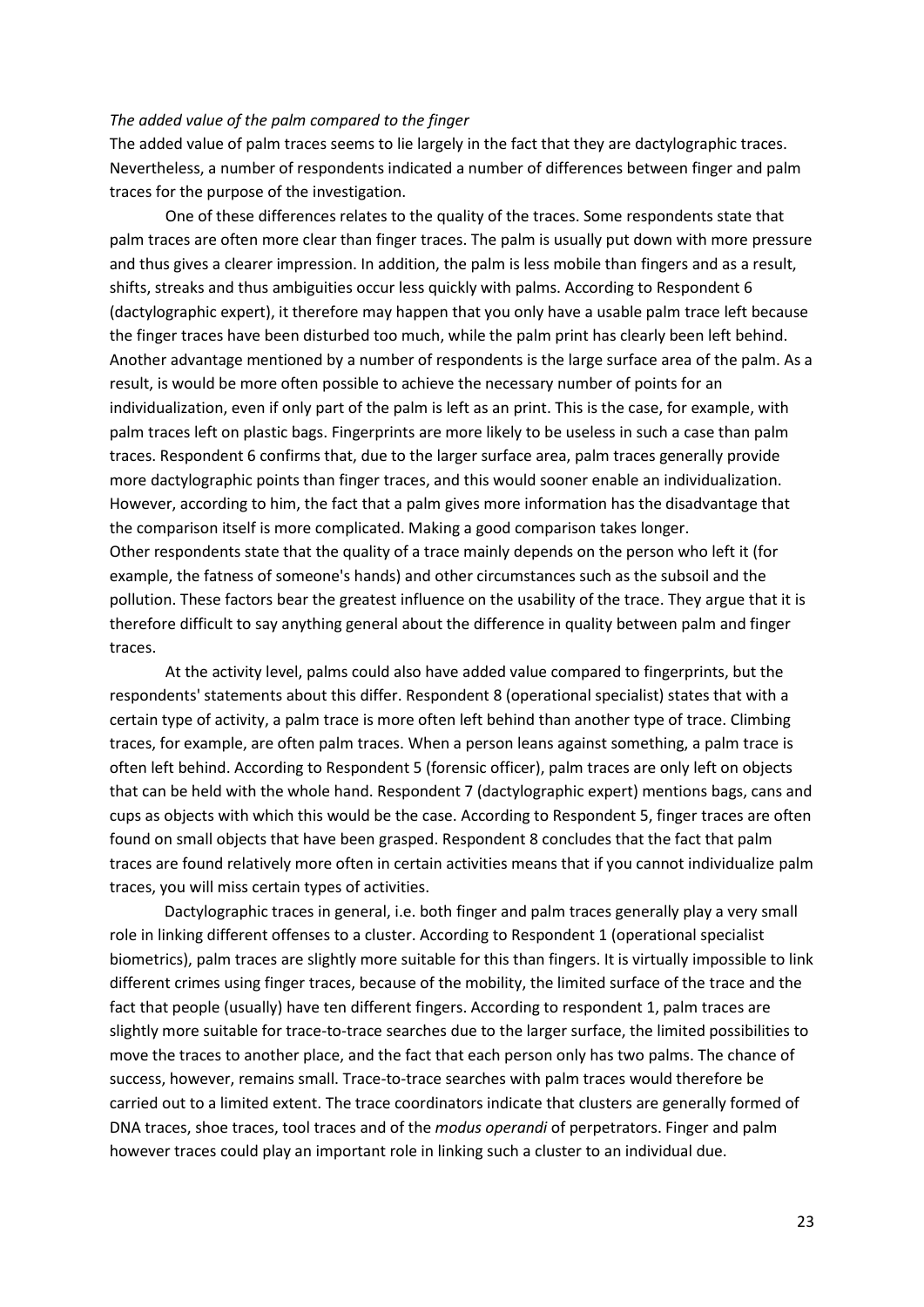*The added value of the palm compared to the finger*

The added value of palm traces seems to lie largely in the fact that they are dactylographic traces. Nevertheless, a number of respondents indicated a number of differences between finger and palm traces for the purpose of the investigation.

One of these differences relates to the quality of the traces. Some respondents state that palm traces are often more clear than finger traces. The palm is usually put down with more pressure and thus gives a clearer impression. In addition, the palm is less mobile than fingers and as a result, shifts, streaks and thus ambiguities occur less quickly with palms. According to Respondent 6 (dactylographic expert), it therefore may happen that you only have a usable palm trace left because the finger traces have been disturbed too much, while the palm print has clearly been left behind. Another advantage mentioned by a number of respondents is the large surface area of the palm. As a result, is would be more often possible to achieve the necessary number of points for an individualization, even if only part of the palm is left as an print. This is the case, for example, with palm traces left on plastic bags. Fingerprints are more likely to be useless in such a case than palm traces. Respondent 6 confirms that, due to the larger surface area, palm traces generally provide more dactylographic points than finger traces, and this would sooner enable an individualization. However, according to him, the fact that a palm gives more information has the disadvantage that the comparison itself is more complicated. Making a good comparison takes longer.

Other respondents state that the quality of a trace mainly depends on the person who left it (for example, the fatness of someone's hands) and other circumstances such as the subsoil and the pollution. These factors bear the greatest influence on the usability of the trace. They argue that it is therefore difficult to say anything general about the difference in quality between palm and finger traces.

At the activity level, palms could also have added value compared to fingerprints, but the respondents' statements about this differ. Respondent 8 (operational specialist) states that with a certain type of activity, a palm trace is more often left behind than another type of trace. Climbing traces, for example, are often palm traces. When a person leans against something, a palm trace is often left behind. According to Respondent 5 (forensic officer), palm traces are only left on objects that can be held with the whole hand. Respondent 7 (dactylographic expert) mentions bags, cans and cups as objects with which this would be the case. According to Respondent 5, finger traces are often found on small objects that have been grasped. Respondent 8 concludes that the fact that palm traces are found relatively more often in certain activities means that if you cannot individualize palm traces, you will miss certain types of activities.

Dactylographic traces in general, i.e. both finger and palm traces generally play a very small role in linking different offenses to a cluster. According to Respondent 1 (operational specialist biometrics), palm traces are slightly more suitable for this than fingers. It is virtually impossible to link different crimes using finger traces, because of the mobility, the limited surface of the trace and the fact that people (usually) have ten different fingers. According to respondent 1, palm traces are slightly more suitable for trace-to-trace searches due to the larger surface, the limited possibilities to move the traces to another place, and the fact that each person only has two palms. The chance of success, however, remains small. Trace-to-trace searches with palm traces would therefore be carried out to a limited extent. The trace coordinators indicate that clusters are generally formed of DNA traces, shoe traces, tool traces and of the *modus operandi* of perpetrators. Finger and palm however traces could play an important role in linking such a cluster to an individual due.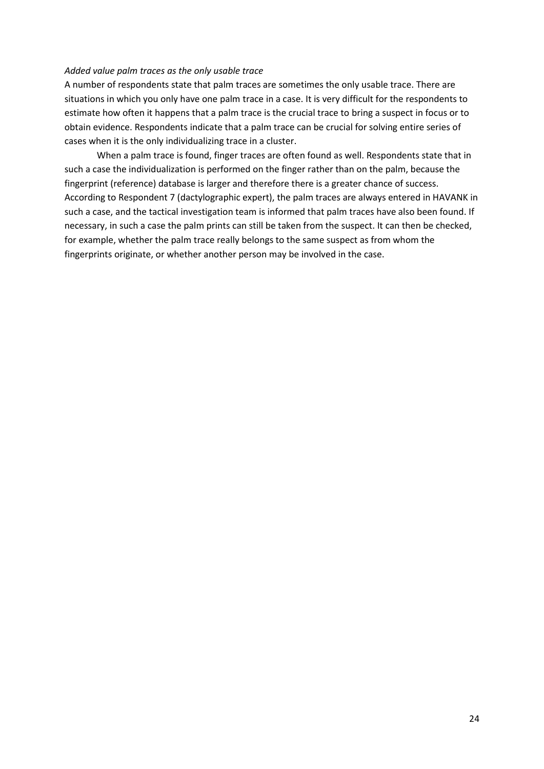*Added value palm traces as the only usable trace*

A number of respondents state that palm traces are sometimes the only usable trace. There are situations in which you only have one palm trace in a case. It is very difficult for the respondents to estimate how often it happens that a palm trace is the crucial trace to bring a suspect in focus or to obtain evidence. Respondents indicate that a palm trace can be crucial for solving entire series of cases when it is the only individualizing trace in a cluster.

When a palm trace is found, finger traces are often found as well. Respondents state that in such a case the individualization is performed on the finger rather than on the palm, because the fingerprint (reference) database is larger and therefore there is a greater chance of success. According to Respondent 7 (dactylographic expert), the palm traces are always entered in HAVANK in such a case, and the tactical investigation team is informed that palm traces have also been found. If necessary, in such a case the palm prints can still be taken from the suspect. It can then be checked, for example, whether the palm trace really belongs to the same suspect as from whom the fingerprints originate, or whether another person may be involved in the case.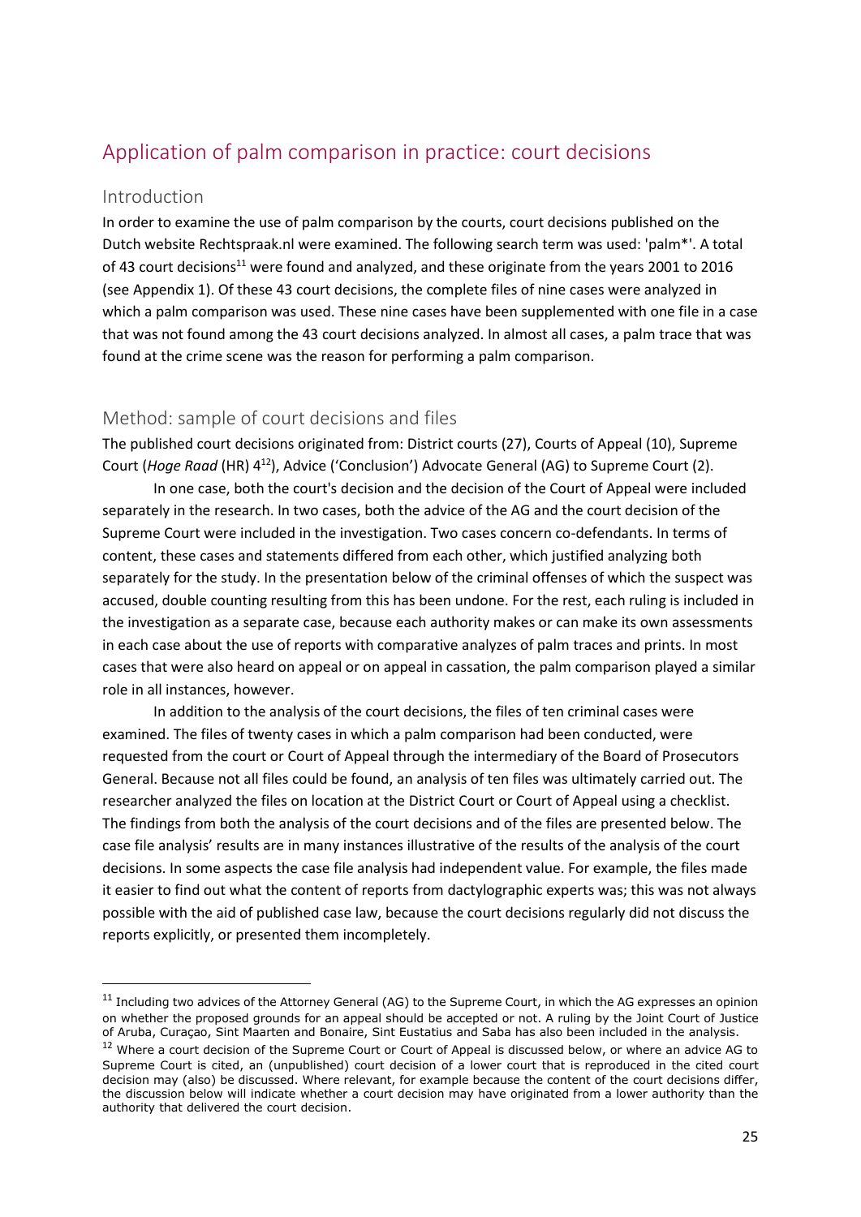## Application of palm comparison in practice: court decisions

### Introduction

In order to examine the use of palm comparison by the courts, court decisions published on the Dutch website Rechtspraak.nl were examined. The following search term was used: 'palm*'. A total of 43 court decisions[11] were found and analyzed, and these originate from the years 2001 to 2016 (see Appendix 1). Of these 43 court decisions, the complete files of nine cases were analyzed in which a palm comparison was used. These nine cases have been supplemented with one file in a case that was not found among the 43 court decisions analyzed. In almost all cases, a palm trace that was found at the crime scene was the reason for performing a palm comparison.

### Method: sample of court decisions and files

The published court decisions originated from: District courts (27), Courts of Appeal (10), Supreme Court (*Hoge Raad* (HR) 4[12]), Advice ('Conclusion') Advocate General (AG) to Supreme Court (2).

In one case, both the court's decision and the decision of the Court of Appeal were included separately in the research. In two cases, both the advice of the AG and the court decision of the Supreme Court were included in the investigation. Two cases concern co-defendants. In terms of content, these cases and statements differed from each other, which justified analyzing both separately for the study. In the presentation below of the criminal offenses of which the suspect was accused, double counting resulting from this has been undone. For the rest, each ruling is included in the investigation as a separate case, because each authority makes or can make its own assessments in each case about the use of reports with comparative analyzes of palm traces and prints. In most cases that were also heard on appeal or on appeal in cassation, the palm comparison played a similar role in all instances, however.

In addition to the analysis of the court decisions, the files of ten criminal cases were examined. The files of twenty cases in which a palm comparison had been conducted, were requested from the court or Court of Appeal through the intermediary of the Board of Prosecutors General. Because not all files could be found, an analysis of ten files was ultimately carried out. The researcher analyzed the files on location at the District Court or Court of Appeal using a checklist. The findings from both the analysis of the court decisions and of the files are presented below. The case file analysis' results are in many instances illustrative of the results of the analysis of the court decisions. In some aspects the case file analysis had independent value. For example, the files made it easier to find out what the content of reports from dactylographic experts was; this was not always possible with the aid of published case law, because the court decisions regularly did not discuss the reports explicitly, or presented them incompletely.

---

[11] Including two advices of the Attorney General (AG) to the Supreme Court, in which the AG expresses an opinion on whether the proposed grounds for an appeal should be accepted or not. A ruling by the Joint Court of Justice of Aruba, Curaçao, Sint Maarten and Bonaire, Sint Eustatius and Saba has also been included in the analysis.

[12] Where a court decision of the Supreme Court or Court of Appeal is discussed below, or where an advice AG to Supreme Court is cited, an (unpublished) court decision of a lower court that is reproduced in the cited court decision may (also) be discussed. Where relevant, for example because the content of the court decisions differ, the discussion below will indicate whether a court decision may have originated from a lower authority than the authority that delivered the court decision.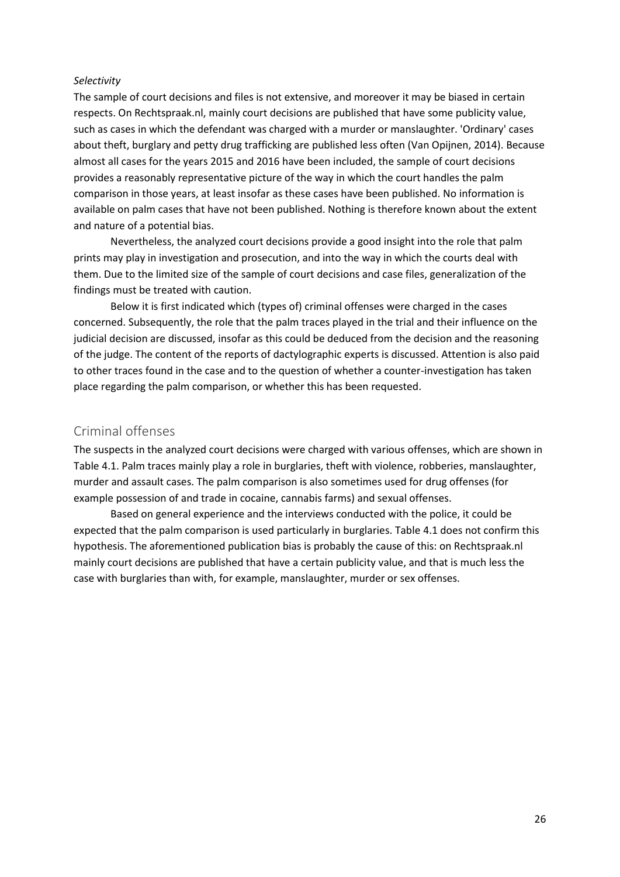*Selectivity*

The sample of court decisions and files is not extensive, and moreover it may be biased in certain respects. On Rechtspraak.nl, mainly court decisions are published that have some publicity value, such as cases in which the defendant was charged with a murder or manslaughter. 'Ordinary' cases about theft, burglary and petty drug trafficking are published less often (Van Opijnen, 2014). Because almost all cases for the years 2015 and 2016 have been included, the sample of court decisions provides a reasonably representative picture of the way in which the court handles the palm comparison in those years, at least insofar as these cases have been published. No information is available on palm cases that have not been published. Nothing is therefore known about the extent and nature of a potential bias.

Nevertheless, the analyzed court decisions provide a good insight into the role that palm prints may play in investigation and prosecution, and into the way in which the courts deal with them. Due to the limited size of the sample of court decisions and case files, generalization of the findings must be treated with caution.

Below it is first indicated which (types of) criminal offenses were charged in the cases concerned. Subsequently, the role that the palm traces played in the trial and their influence on the judicial decision are discussed, insofar as this could be deduced from the decision and the reasoning of the judge. The content of the reports of dactylographic experts is discussed. Attention is also paid to other traces found in the case and to the question of whether a counter-investigation has taken place regarding the palm comparison, or whether this has been requested.

## Criminal offenses

The suspects in the analyzed court decisions were charged with various offenses, which are shown in Table 4.1. Palm traces mainly play a role in burglaries, theft with violence, robberies, manslaughter, murder and assault cases. The palm comparison is also sometimes used for drug offenses (for example possession of and trade in cocaine, cannabis farms) and sexual offenses.

Based on general experience and the interviews conducted with the police, it could be expected that the palm comparison is used particularly in burglaries. Table 4.1 does not confirm this hypothesis. The aforementioned publication bias is probably the cause of this: on Rechtspraak.nl mainly court decisions are published that have a certain publicity value, and that is much less the case with burglaries than with, for example, manslaughter, murder or sex offenses.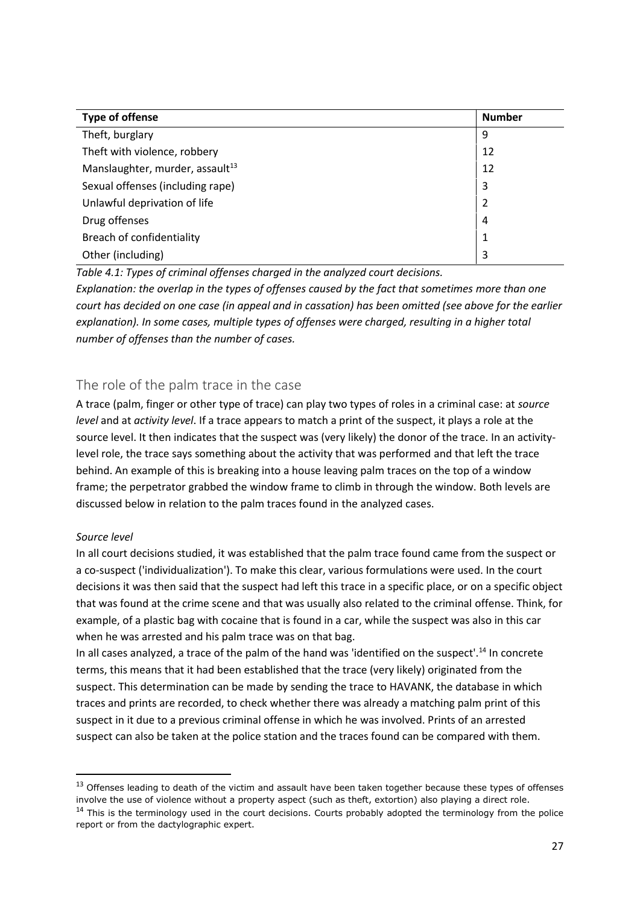| Type of offense | Number |
| --- | --- |
| Theft, burglary | 9 |
| Theft with violence, robbery | 12 |
| Manslaughter, murder, assault[13] | 12 |
| Sexual offenses (including rape) | 3 |
| Unlawful deprivation of life | 2 |
| Drug offenses | 4 |
| Breach of confidentiality | 1 |
| Other (including) | 3 |

*Table 4.1: Types of criminal offenses charged in the analyzed court decisions.*
*Explanation: the overlap in the types of offenses caused by the fact that sometimes more than one court has decided on one case (in appeal and in cassation) has been omitted (see above for the earlier explanation). In some cases, multiple types of offenses were charged, resulting in a higher total number of offenses than the number of cases.*

## The role of the palm trace in the case

A trace (palm, finger or other type of trace) can play two types of roles in a criminal case: at *source level* and at *activity level*. If a trace appears to match a print of the suspect, it plays a role at the source level. It then indicates that the suspect was (very likely) the donor of the trace. In an activity-level role, the trace says something about the activity that was performed and that left the trace behind. An example of this is breaking into a house leaving palm traces on the top of a window frame; the perpetrator grabbed the window frame to climb in through the window. Both levels are discussed below in relation to the palm traces found in the analyzed cases.

*Source level*

In all court decisions studied, it was established that the palm trace found came from the suspect or a co-suspect ('individualization'). To make this clear, various formulations were used. In the court decisions it was then said that the suspect had left this trace in a specific place, or on a specific object that was found at the crime scene and that was usually also related to the criminal offense. Think, for example, of a plastic bag with cocaine that is found in a car, while the suspect was also in this car when he was arrested and his palm trace was on that bag.

In all cases analyzed, a trace of the palm of the hand was 'identified on the suspect'.[14] In concrete terms, this means that it had been established that the trace (very likely) originated from the suspect. This determination can be made by sending the trace to HAVANK, the database in which traces and prints are recorded, to check whether there was already a matching palm print of this suspect in it due to a previous criminal offense in which he was involved. Prints of an arrested suspect can also be taken at the police station and the traces found can be compared with them.

[13] Offenses leading to death of the victim and assault have been taken together because these types of offenses involve the use of violence without a property aspect (such as theft, extortion) also playing a direct role.

[14] This is the terminology used in the court decisions. Courts probably adopted the terminology from the police report or from the dactylographic expert.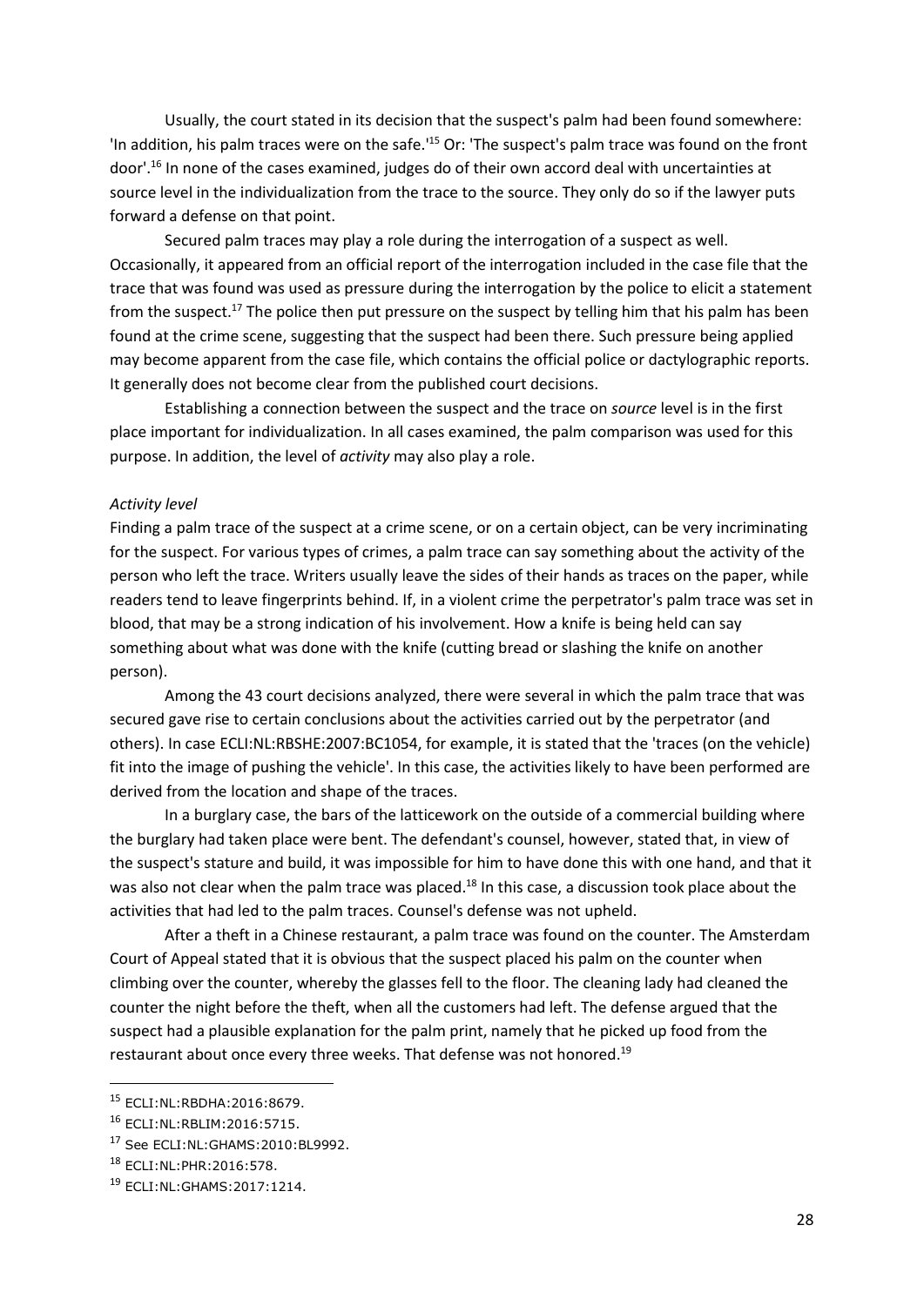Usually, the court stated in its decision that the suspect's palm had been found somewhere: 'In addition, his palm traces were on the safe.'[15] Or: 'The suspect's palm trace was found on the front door'.[16] In none of the cases examined, judges do of their own accord deal with uncertainties at source level in the individualization from the trace to the source. They only do so if the lawyer puts forward a defense on that point.

Secured palm traces may play a role during the interrogation of a suspect as well. Occasionally, it appeared from an official report of the interrogation included in the case file that the trace that was found was used as pressure during the interrogation by the police to elicit a statement from the suspect.[17] The police then put pressure on the suspect by telling him that his palm has been found at the crime scene, suggesting that the suspect had been there. Such pressure being applied may become apparent from the case file, which contains the official police or dactylographic reports. It generally does not become clear from the published court decisions.

Establishing a connection between the suspect and the trace on *source* level is in the first place important for individualization. In all cases examined, the palm comparison was used for this purpose. In addition, the level of *activity* may also play a role.

*Activity level*

Finding a palm trace of the suspect at a crime scene, or on a certain object, can be very incriminating for the suspect. For various types of crimes, a palm trace can say something about the activity of the person who left the trace. Writers usually leave the sides of their hands as traces on the paper, while readers tend to leave fingerprints behind. If, in a violent crime the perpetrator's palm trace was set in blood, that may be a strong indication of his involvement. How a knife is being held can say something about what was done with the knife (cutting bread or slashing the knife on another person).

Among the 43 court decisions analyzed, there were several in which the palm trace that was secured gave rise to certain conclusions about the activities carried out by the perpetrator (and others). In case ECLI:NL:RBSHE:2007:BC1054, for example, it is stated that the 'traces (on the vehicle) fit into the image of pushing the vehicle'. In this case, the activities likely to have been performed are derived from the location and shape of the traces.

In a burglary case, the bars of the latticework on the outside of a commercial building where the burglary had taken place were bent. The defendant's counsel, however, stated that, in view of the suspect's stature and build, it was impossible for him to have done this with one hand, and that it was also not clear when the palm trace was placed.[18] In this case, a discussion took place about the activities that had led to the palm traces. Counsel's defense was not upheld.

After a theft in a Chinese restaurant, a palm trace was found on the counter. The Amsterdam Court of Appeal stated that it is obvious that the suspect placed his palm on the counter when climbing over the counter, whereby the glasses fell to the floor. The cleaning lady had cleaned the counter the night before the theft, when all the customers had left. The defense argued that the suspect had a plausible explanation for the palm print, namely that he picked up food from the restaurant about once every three weeks. That defense was not honored.[19]

---

[15] ECLI:NL:RBDHA:2016:8679.

[16] ECLI:NL:RBLIM:2016:5715.

[17] See ECLI:NL:GHAMS:2010:BL9992.

[18] ECLI:NL:PHR:2016:578.

[19] ECLI:NL:GHAMS:2017:1214.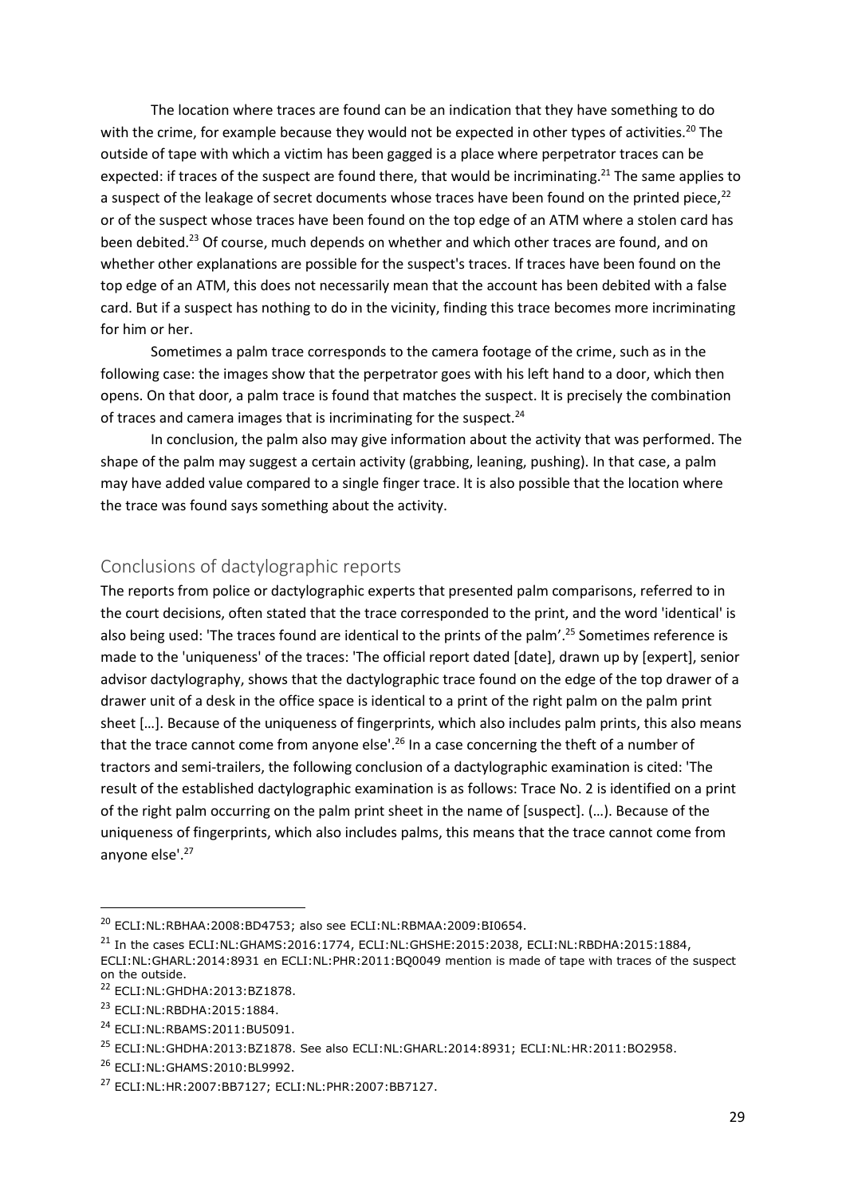The location where traces are found can be an indication that they have something to do with the crime, for example because they would not be expected in other types of activities.[20] The outside of tape with which a victim has been gagged is a place where perpetrator traces can be expected: if traces of the suspect are found there, that would be incriminating.[21] The same applies to a suspect of the leakage of secret documents whose traces have been found on the printed piece,[22] or of the suspect whose traces have been found on the top edge of an ATM where a stolen card has been debited.[23] Of course, much depends on whether and which other traces are found, and on whether other explanations are possible for the suspect's traces. If traces have been found on the top edge of an ATM, this does not necessarily mean that the account has been debited with a false card. But if a suspect has nothing to do in the vicinity, finding this trace becomes more incriminating for him or her.

Sometimes a palm trace corresponds to the camera footage of the crime, such as in the following case: the images show that the perpetrator goes with his left hand to a door, which then opens. On that door, a palm trace is found that matches the suspect. It is precisely the combination of traces and camera images that is incriminating for the suspect.[24]

In conclusion, the palm also may give information about the activity that was performed. The shape of the palm may suggest a certain activity (grabbing, leaning, pushing). In that case, a palm may have added value compared to a single finger trace. It is also possible that the location where the trace was found says something about the activity.

## Conclusions of dactylographic reports

The reports from police or dactylographic experts that presented palm comparisons, referred to in the court decisions, often stated that the trace corresponded to the print, and the word 'identical' is also being used: 'The traces found are identical to the prints of the palm'.[25] Sometimes reference is made to the 'uniqueness' of the traces: 'The official report dated [date], drawn up by [expert], senior advisor dactylography, shows that the dactylographic trace found on the edge of the top drawer of a drawer unit of a desk in the office space is identical to a print of the right palm on the palm print sheet […]. Because of the uniqueness of fingerprints, which also includes palm prints, this also means that the trace cannot come from anyone else'.[26] In a case concerning the theft of a number of tractors and semi-trailers, the following conclusion of a dactylographic examination is cited: 'The result of the established dactylographic examination is as follows: Trace No. 2 is identified on a print of the right palm occurring on the palm print sheet in the name of [suspect]. (…). Because of the uniqueness of fingerprints, which also includes palms, this means that the trace cannot come from anyone else'.[27]

---

[20] ECLI:NL:RBHAA:2008:BD4753; also see ECLI:NL:RBMAA:2009:BI0654.

[21] In the cases ECLI:NL:GHAMS:2016:1774, ECLI:NL:GHSHE:2015:2038, ECLI:NL:RBDHA:2015:1884, ECLI:NL:GHARL:2014:8931 en ECLI:NL:PHR:2011:BQ0049 mention is made of tape with traces of the suspect on the outside.

[22] ECLI:NL:GHDHA:2013:BZ1878.

[23] ECLI:NL:RBDHA:2015:1884.

[24] ECLI:NL:RBAMS:2011:BU5091.

[25] ECLI:NL:GHDHA:2013:BZ1878. See also ECLI:NL:GHARL:2014:8931; ECLI:NL:HR:2011:BO2958.

[26] ECLI:NL:GHAMS:2010:BL9992.

[27] ECLI:NL:HR:2007:BB7127; ECLI:NL:PHR:2007:BB7127.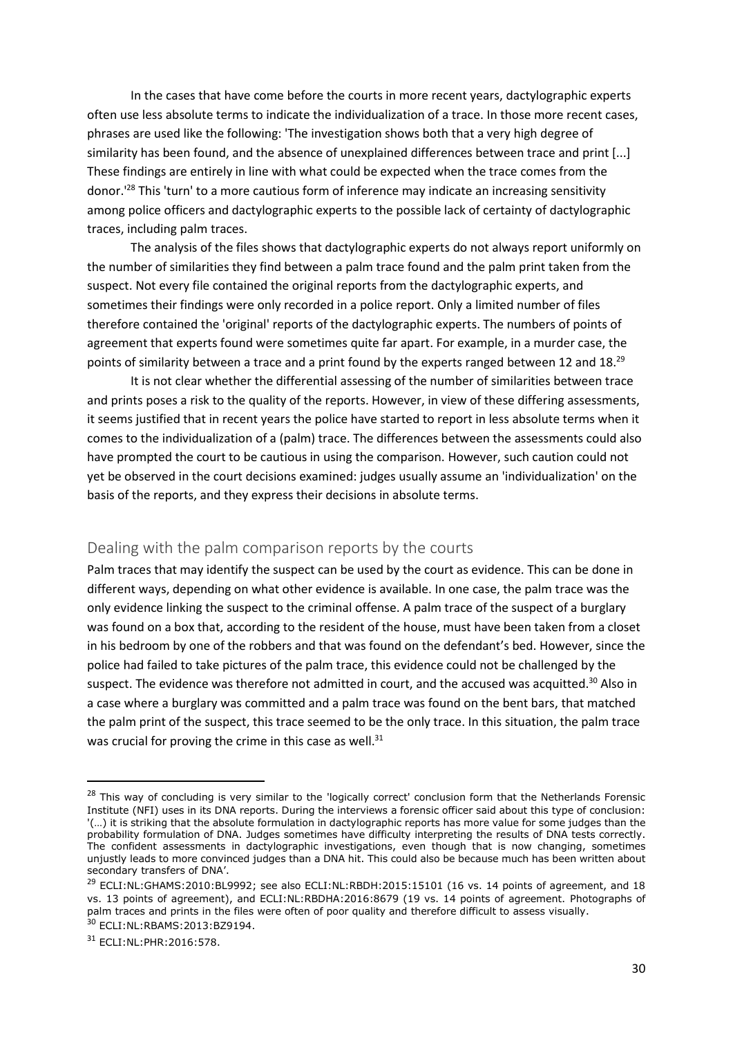In the cases that have come before the courts in more recent years, dactylographic experts often use less absolute terms to indicate the individualization of a trace. In those more recent cases, phrases are used like the following: 'The investigation shows both that a very high degree of similarity has been found, and the absence of unexplained differences between trace and print [...] These findings are entirely in line with what could be expected when the trace comes from the donor.'[28] This 'turn' to a more cautious form of inference may indicate an increasing sensitivity among police officers and dactylographic experts to the possible lack of certainty of dactylographic traces, including palm traces.

The analysis of the files shows that dactylographic experts do not always report uniformly on the number of similarities they find between a palm trace found and the palm print taken from the suspect. Not every file contained the original reports from the dactylographic experts, and sometimes their findings were only recorded in a police report. Only a limited number of files therefore contained the 'original' reports of the dactylographic experts. The numbers of points of agreement that experts found were sometimes quite far apart. For example, in a murder case, the points of similarity between a trace and a print found by the experts ranged between 12 and 18.[29]

It is not clear whether the differential assessing of the number of similarities between trace and prints poses a risk to the quality of the reports. However, in view of these differing assessments, it seems justified that in recent years the police have started to report in less absolute terms when it comes to the individualization of a (palm) trace. The differences between the assessments could also have prompted the court to be cautious in using the comparison. However, such caution could not yet be observed in the court decisions examined: judges usually assume an 'individualization' on the basis of the reports, and they express their decisions in absolute terms.

## Dealing with the palm comparison reports by the courts

Palm traces that may identify the suspect can be used by the court as evidence. This can be done in different ways, depending on what other evidence is available. In one case, the palm trace was the only evidence linking the suspect to the criminal offense. A palm trace of the suspect of a burglary was found on a box that, according to the resident of the house, must have been taken from a closet in his bedroom by one of the robbers and that was found on the defendant's bed. However, since the police had failed to take pictures of the palm trace, this evidence could not be challenged by the suspect. The evidence was therefore not admitted in court, and the accused was acquitted.[30] Also in a case where a burglary was committed and a palm trace was found on the bent bars, that matched the palm print of the suspect, this trace seemed to be the only trace. In this situation, the palm trace was crucial for proving the crime in this case as well.[31]

---

[28] This way of concluding is very similar to the 'logically correct' conclusion form that the Netherlands Forensic Institute (NFI) uses in its DNA reports. During the interviews a forensic officer said about this type of conclusion: '(…) it is striking that the absolute formulation in dactylographic reports has more value for some judges than the probability formulation of DNA. Judges sometimes have difficulty interpreting the results of DNA tests correctly. The confident assessments in dactylographic investigations, even though that is now changing, sometimes unjustly leads to more convinced judges than a DNA hit. This could also be because much has been written about secondary transfers of DNA'.

[29] ECLI:NL:GHAMS:2010:BL9992; see also ECLI:NL:RBDH:2015:15101 (16 vs. 14 points of agreement, and 18 vs. 13 points of agreement), and ECLI:NL:RBDHA:2016:8679 (19 vs. 14 points of agreement. Photographs of palm traces and prints in the files were often of poor quality and therefore difficult to assess visually.

[30] ECLI:NL:RBAMS:2013:BZ9194.

[31] ECLI:NL:PHR:2016:578.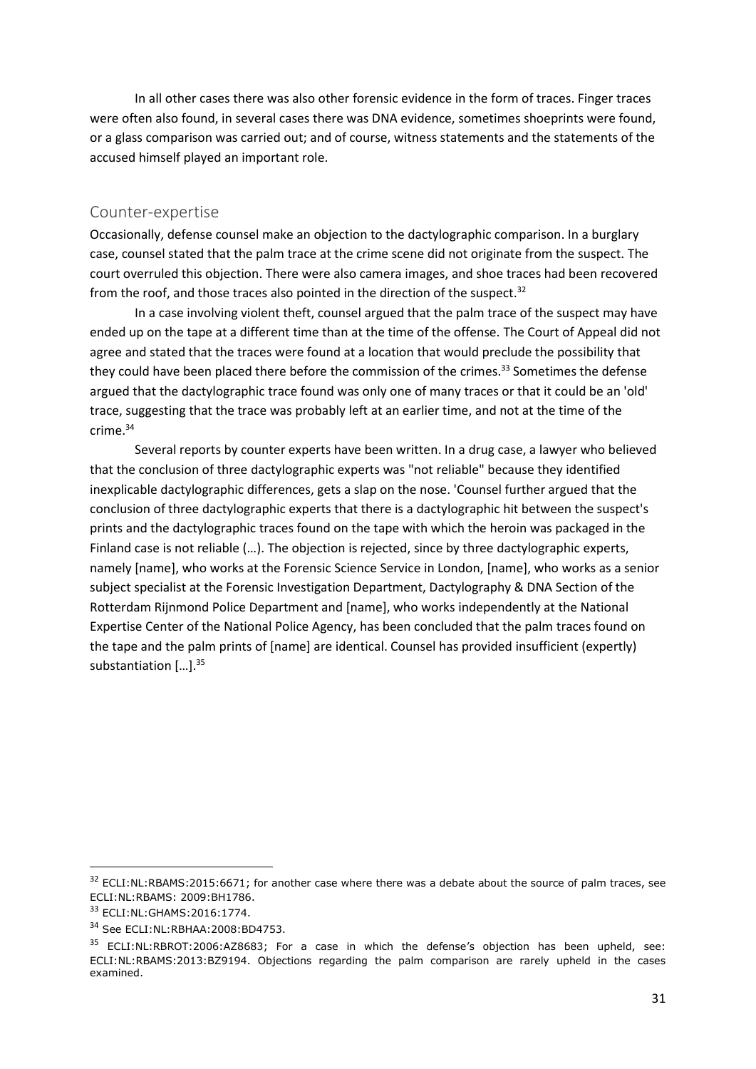In all other cases there was also other forensic evidence in the form of traces. Finger traces were often also found, in several cases there was DNA evidence, sometimes shoeprints were found, or a glass comparison was carried out; and of course, witness statements and the statements of the accused himself played an important role.

## Counter-expertise

Occasionally, defense counsel make an objection to the dactylographic comparison. In a burglary case, counsel stated that the palm trace at the crime scene did not originate from the suspect. The court overruled this objection. There were also camera images, and shoe traces had been recovered from the roof, and those traces also pointed in the direction of the suspect.[32]

In a case involving violent theft, counsel argued that the palm trace of the suspect may have ended up on the tape at a different time than at the time of the offense. The Court of Appeal did not agree and stated that the traces were found at a location that would preclude the possibility that they could have been placed there before the commission of the crimes.[33] Sometimes the defense argued that the dactylographic trace found was only one of many traces or that it could be an 'old' trace, suggesting that the trace was probably left at an earlier time, and not at the time of the crime.[34]

Several reports by counter experts have been written. In a drug case, a lawyer who believed that the conclusion of three dactylographic experts was "not reliable" because they identified inexplicable dactylographic differences, gets a slap on the nose. 'Counsel further argued that the conclusion of three dactylographic experts that there is a dactylographic hit between the suspect's prints and the dactylographic traces found on the tape with which the heroin was packaged in the Finland case is not reliable (…). The objection is rejected, since by three dactylographic experts, namely [name], who works at the Forensic Science Service in London, [name], who works as a senior subject specialist at the Forensic Investigation Department, Dactylography & DNA Section of the Rotterdam Rijnmond Police Department and [name], who works independently at the National Expertise Center of the National Police Agency, has been concluded that the palm traces found on the tape and the palm prints of [name] are identical. Counsel has provided insufficient (expertly) substantiation […].[35]

---

[32] ECLI:NL:RBAMS:2015:6671; for another case where there was a debate about the source of palm traces, see ECLI:NL:RBAMS: 2009:BH1786.

[33] ECLI:NL:GHAMS:2016:1774.

[34] See ECLI:NL:RBHAA:2008:BD4753.

[35] ECLI:NL:RBROT:2006:AZ8683; For a case in which the defense's objection has been upheld, see: ECLI:NL:RBAMS:2013:BZ9194. Objections regarding the palm comparison are rarely upheld in the cases examined.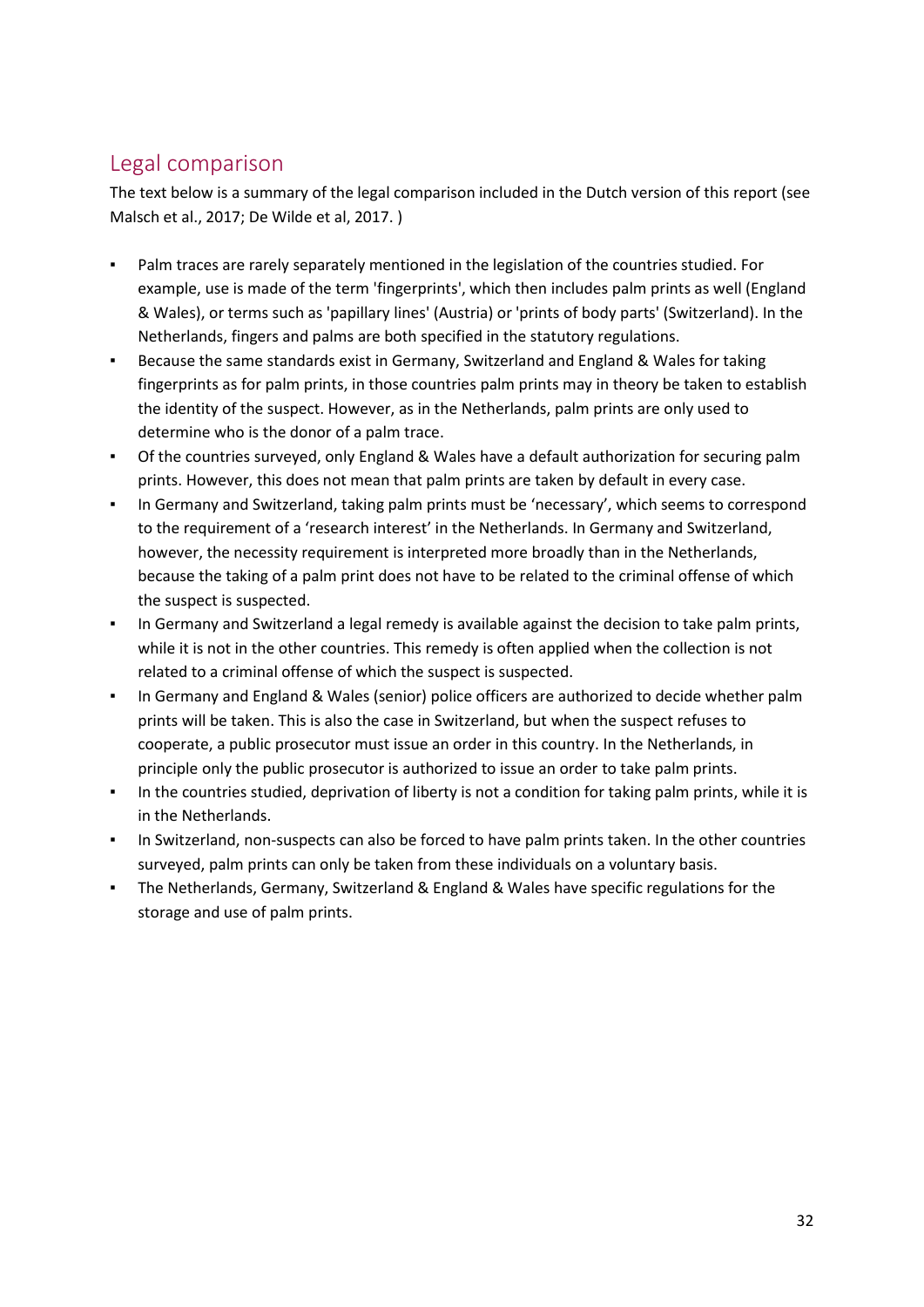## Legal comparison

The text below is a summary of the legal comparison included in the Dutch version of this report (see Malsch et al., 2017; De Wilde et al, 2017. )

- Palm traces are rarely separately mentioned in the legislation of the countries studied. For example, use is made of the term 'fingerprints', which then includes palm prints as well (England & Wales), or terms such as 'papillary lines' (Austria) or 'prints of body parts' (Switzerland). In the Netherlands, fingers and palms are both specified in the statutory regulations.
- Because the same standards exist in Germany, Switzerland and England & Wales for taking fingerprints as for palm prints, in those countries palm prints may in theory be taken to establish the identity of the suspect. However, as in the Netherlands, palm prints are only used to determine who is the donor of a palm trace.
- Of the countries surveyed, only England & Wales have a default authorization for securing palm prints. However, this does not mean that palm prints are taken by default in every case.
- In Germany and Switzerland, taking palm prints must be 'necessary', which seems to correspond to the requirement of a 'research interest' in the Netherlands. In Germany and Switzerland, however, the necessity requirement is interpreted more broadly than in the Netherlands, because the taking of a palm print does not have to be related to the criminal offense of which the suspect is suspected.
- In Germany and Switzerland a legal remedy is available against the decision to take palm prints, while it is not in the other countries. This remedy is often applied when the collection is not related to a criminal offense of which the suspect is suspected.
- In Germany and England & Wales (senior) police officers are authorized to decide whether palm prints will be taken. This is also the case in Switzerland, but when the suspect refuses to cooperate, a public prosecutor must issue an order in this country. In the Netherlands, in principle only the public prosecutor is authorized to issue an order to take palm prints.
- In the countries studied, deprivation of liberty is not a condition for taking palm prints, while it is in the Netherlands.
- In Switzerland, non-suspects can also be forced to have palm prints taken. In the other countries surveyed, palm prints can only be taken from these individuals on a voluntary basis.
- The Netherlands, Germany, Switzerland & England & Wales have specific regulations for the storage and use of palm prints.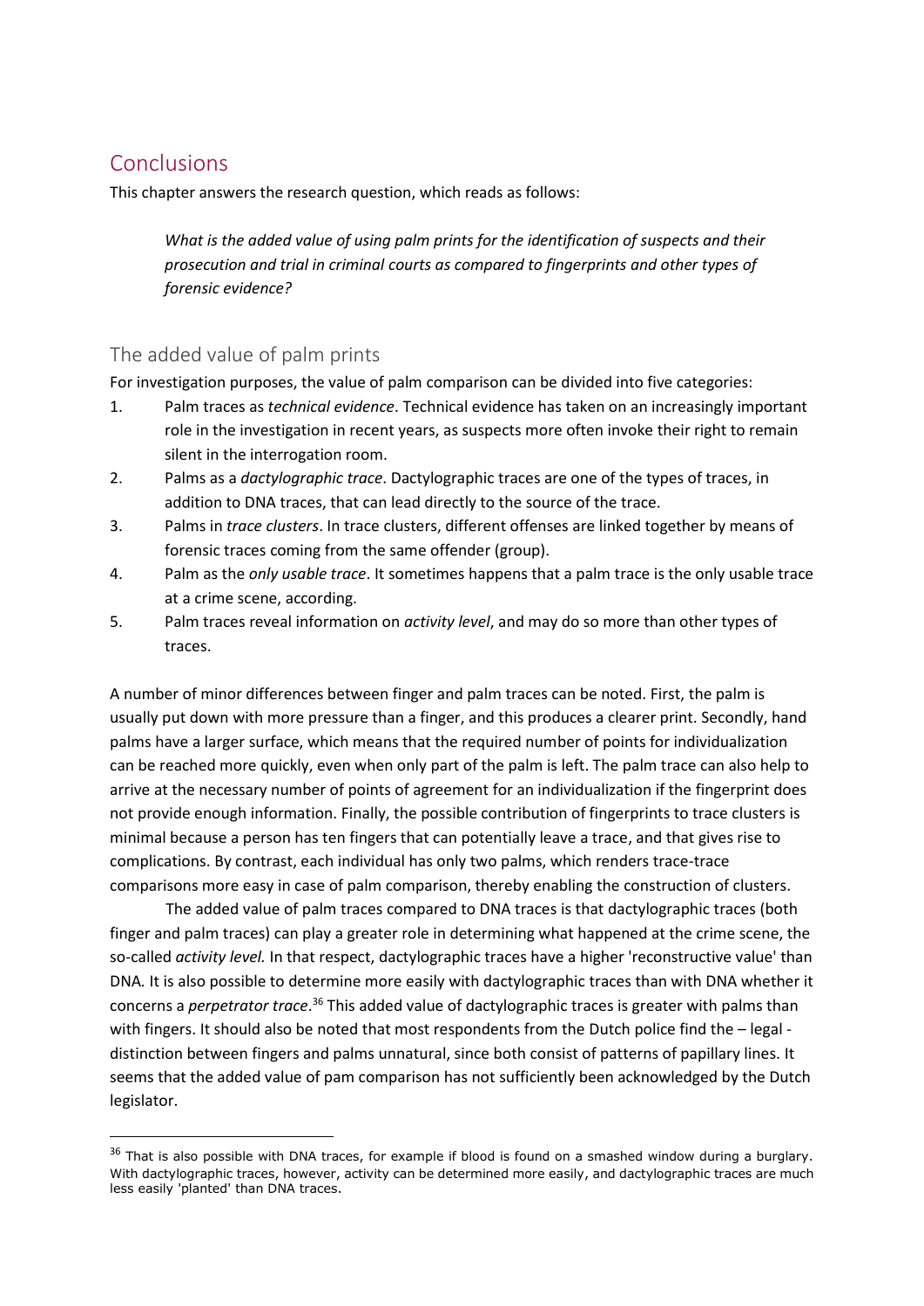# Conclusions

This chapter answers the research question, which reads as follows:

> *What is the added value of using palm prints for the identification of suspects and their prosecution and trial in criminal courts as compared to fingerprints and other types of forensic evidence?*

## The added value of palm prints

For investigation purposes, the value of palm comparison can be divided into five categories:

1. Palm traces as *technical evidence*. Technical evidence has taken on an increasingly important role in the investigation in recent years, as suspects more often invoke their right to remain silent in the interrogation room.
2. Palms as a *dactylographic trace*. Dactylographic traces are one of the types of traces, in addition to DNA traces, that can lead directly to the source of the trace.
3. Palms in *trace clusters*. In trace clusters, different offenses are linked together by means of forensic traces coming from the same offender (group).
4. Palm as the *only usable trace*. It sometimes happens that a palm trace is the only usable trace at a crime scene, according.
5. Palm traces reveal information on *activity level*, and may do so more than other types of traces.

A number of minor differences between finger and palm traces can be noted. First, the palm is usually put down with more pressure than a finger, and this produces a clearer print. Secondly, hand palms have a larger surface, which means that the required number of points for individualization can be reached more quickly, even when only part of the palm is left. The palm trace can also help to arrive at the necessary number of points of agreement for an individualization if the fingerprint does not provide enough information. Finally, the possible contribution of fingerprints to trace clusters is minimal because a person has ten fingers that can potentially leave a trace, and that gives rise to complications. By contrast, each individual has only two palms, which renders trace-trace comparisons more easy in case of palm comparison, thereby enabling the construction of clusters.

The added value of palm traces compared to DNA traces is that dactylographic traces (both finger and palm traces) can play a greater role in determining what happened at the crime scene, the so-called *activity level.* In that respect, dactylographic traces have a higher 'reconstructive value' than DNA. It is also possible to determine more easily with dactylographic traces than with DNA whether it concerns a *perpetrator trace*.[36] This added value of dactylographic traces is greater with palms than with fingers. It should also be noted that most respondents from the Dutch police find the – legal - distinction between fingers and palms unnatural, since both consist of patterns of papillary lines. It seems that the added value of pam comparison has not sufficiently been acknowledged by the Dutch legislator.

---

[36] That is also possible with DNA traces, for example if blood is found on a smashed window during a burglary. With dactylographic traces, however, activity can be determined more easily, and dactylographic traces are much less easily 'planted' than DNA traces.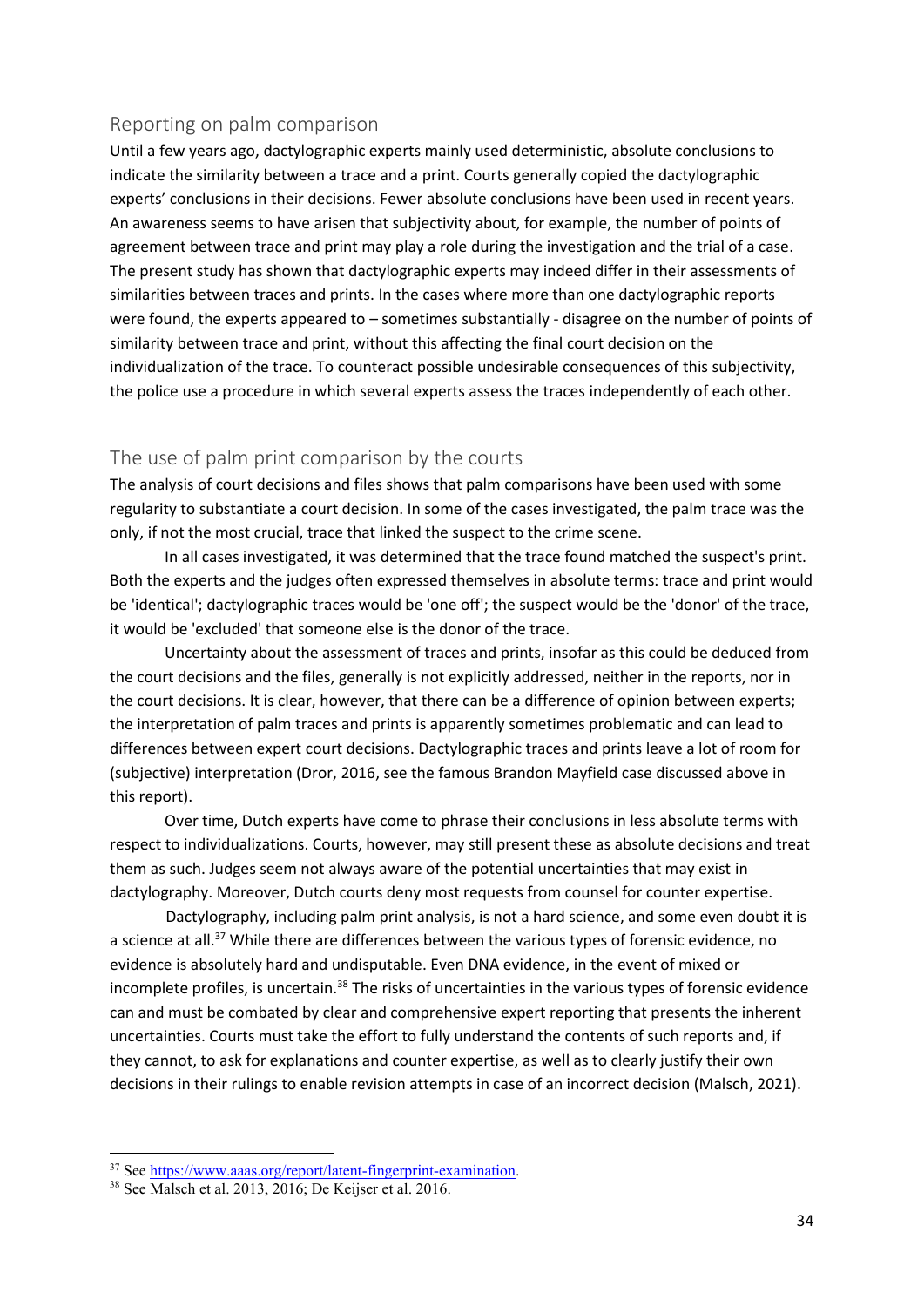## Reporting on palm comparison

Until a few years ago, dactylographic experts mainly used deterministic, absolute conclusions to indicate the similarity between a trace and a print. Courts generally copied the dactylographic experts' conclusions in their decisions. Fewer absolute conclusions have been used in recent years. An awareness seems to have arisen that subjectivity about, for example, the number of points of agreement between trace and print may play a role during the investigation and the trial of a case. The present study has shown that dactylographic experts may indeed differ in their assessments of similarities between traces and prints. In the cases where more than one dactylographic reports were found, the experts appeared to – sometimes substantially - disagree on the number of points of similarity between trace and print, without this affecting the final court decision on the individualization of the trace. To counteract possible undesirable consequences of this subjectivity, the police use a procedure in which several experts assess the traces independently of each other.

## The use of palm print comparison by the courts

The analysis of court decisions and files shows that palm comparisons have been used with some regularity to substantiate a court decision. In some of the cases investigated, the palm trace was the only, if not the most crucial, trace that linked the suspect to the crime scene.

In all cases investigated, it was determined that the trace found matched the suspect's print. Both the experts and the judges often expressed themselves in absolute terms: trace and print would be 'identical'; dactylographic traces would be 'one off'; the suspect would be the 'donor' of the trace, it would be 'excluded' that someone else is the donor of the trace.

Uncertainty about the assessment of traces and prints, insofar as this could be deduced from the court decisions and the files, generally is not explicitly addressed, neither in the reports, nor in the court decisions. It is clear, however, that there can be a difference of opinion between experts; the interpretation of palm traces and prints is apparently sometimes problematic and can lead to differences between expert court decisions. Dactylographic traces and prints leave a lot of room for (subjective) interpretation (Dror, 2016, see the famous Brandon Mayfield case discussed above in this report).

Over time, Dutch experts have come to phrase their conclusions in less absolute terms with respect to individualizations. Courts, however, may still present these as absolute decisions and treat them as such. Judges seem not always aware of the potential uncertainties that may exist in dactylography. Moreover, Dutch courts deny most requests from counsel for counter expertise.

Dactylography, including palm print analysis, is not a hard science, and some even doubt it is a science at all.[37] While there are differences between the various types of forensic evidence, no evidence is absolutely hard and undisputable. Even DNA evidence, in the event of mixed or incomplete profiles, is uncertain.[38] The risks of uncertainties in the various types of forensic evidence can and must be combated by clear and comprehensive expert reporting that presents the inherent uncertainties. Courts must take the effort to fully understand the contents of such reports and, if they cannot, to ask for explanations and counter expertise, as well as to clearly justify their own decisions in their rulings to enable revision attempts in case of an incorrect decision (Malsch, 2021).

---

[37] See https://www.aaas.org/report/latent-fingerprint-examination.

[38] See Malsch et al. 2013, 2016; De Keijser et al. 2016.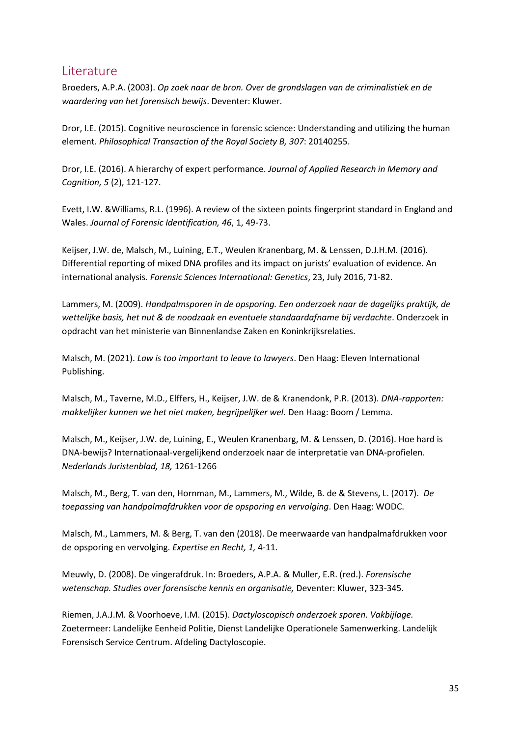## Literature

Broeders, A.P.A. (2003). *Op zoek naar de bron. Over de grondslagen van de criminalistiek en de waardering van het forensisch bewijs*. Deventer: Kluwer.

Dror, I.E. (2015). Cognitive neuroscience in forensic science: Understanding and utilizing the human element. *Philosophical Transaction of the Royal Society B, 307*: 20140255.

Dror, I.E. (2016). A hierarchy of expert performance. *Journal of Applied Research in Memory and Cognition, 5* (2), 121-127.

Evett, I.W. &Williams, R.L. (1996). A review of the sixteen points fingerprint standard in England and Wales. *Journal of Forensic Identification, 46*, 1, 49-73.

Keijser, J.W. de, Malsch, M., Luining, E.T., Weulen Kranenbarg, M. & Lenssen, D.J.H.M. (2016). Differential reporting of mixed DNA profiles and its impact on jurists' evaluation of evidence. An international analysis. *Forensic Sciences International: Genetics*, 23, July 2016, 71-82.

Lammers, M. (2009). *Handpalmsporen in de opsporing. Een onderzoek naar de dagelijks praktijk, de wettelijke basis, het nut & de noodzaak en eventuele standaardafname bij verdachte*. Onderzoek in opdracht van het ministerie van Binnenlandse Zaken en Koninkrijksrelaties.

Malsch, M. (2021). *Law is too important to leave to lawyers*. Den Haag: Eleven International Publishing.

Malsch, M., Taverne, M.D., Elffers, H., Keijser, J.W. de & Kranendonk, P.R. (2013). *DNA-rapporten: makkelijker kunnen we het niet maken, begrijpelijker wel*. Den Haag: Boom / Lemma.

Malsch, M., Keijser, J.W. de, Luining, E., Weulen Kranenbarg, M. & Lenssen, D. (2016). Hoe hard is DNA-bewijs? Internationaal-vergelijkend onderzoek naar de interpretatie van DNA-profielen. *Nederlands Juristenblad, 18,* 1261-1266

Malsch, M., Berg, T. van den, Hornman, M., Lammers, M., Wilde, B. de & Stevens, L. (2017). *De toepassing van handpalmafdrukken voor de opsporing en vervolging*. Den Haag: WODC.

Malsch, M., Lammers, M. & Berg, T. van den (2018). De meerwaarde van handpalmafdrukken voor de opsporing en vervolging. *Expertise en Recht, 1,* 4-11.

Meuwly, D. (2008). De vingerafdruk. In: Broeders, A.P.A. & Muller, E.R. (red.). *Forensische wetenschap. Studies over forensische kennis en organisatie,* Deventer: Kluwer, 323-345.

Riemen, J.A.J.M. & Voorhoeve, I.M. (2015). *Dactyloscopisch onderzoek sporen. Vakbijlage.* Zoetermeer: Landelijke Eenheid Politie, Dienst Landelijke Operationele Samenwerking. Landelijk Forensisch Service Centrum. Afdeling Dactyloscopie.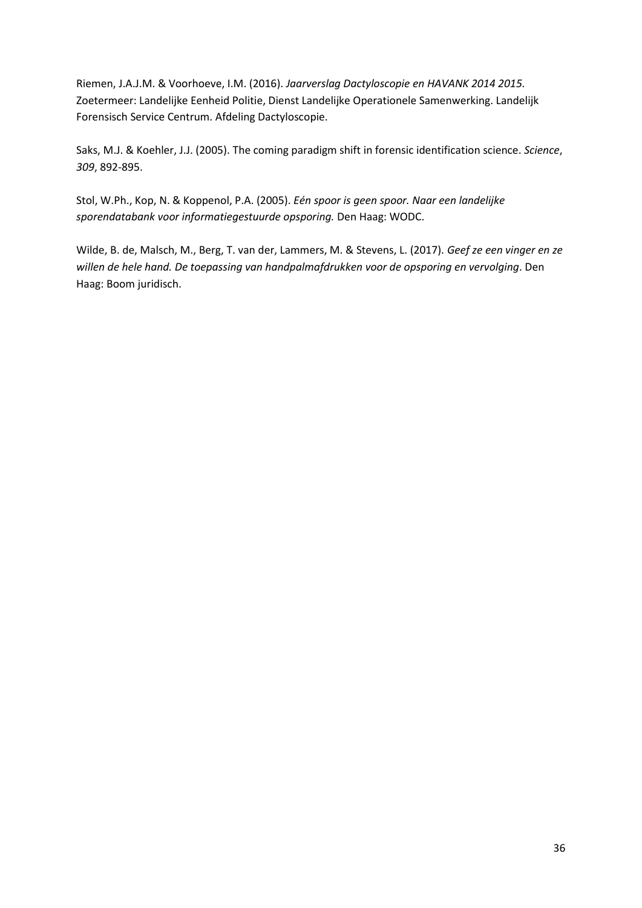Riemen, J.A.J.M. & Voorhoeve, I.M. (2016). *Jaarverslag Dactyloscopie en HAVANK 2014 2015.* Zoetermeer: Landelijke Eenheid Politie, Dienst Landelijke Operationele Samenwerking. Landelijk Forensisch Service Centrum. Afdeling Dactyloscopie.

Saks, M.J. & Koehler, J.J. (2005). The coming paradigm shift in forensic identification science. *Science*, *309*, 892-895.

Stol, W.Ph., Kop, N. & Koppenol, P.A. (2005). *Eén spoor is geen spoor. Naar een landelijke sporendatabank voor informatiegestuurde opsporing.* Den Haag: WODC.

Wilde, B. de, Malsch, M., Berg, T. van der, Lammers, M. & Stevens, L. (2017). *Geef ze een vinger en ze willen de hele hand. De toepassing van handpalmafdrukken voor de opsporing en vervolging*. Den Haag: Boom juridisch.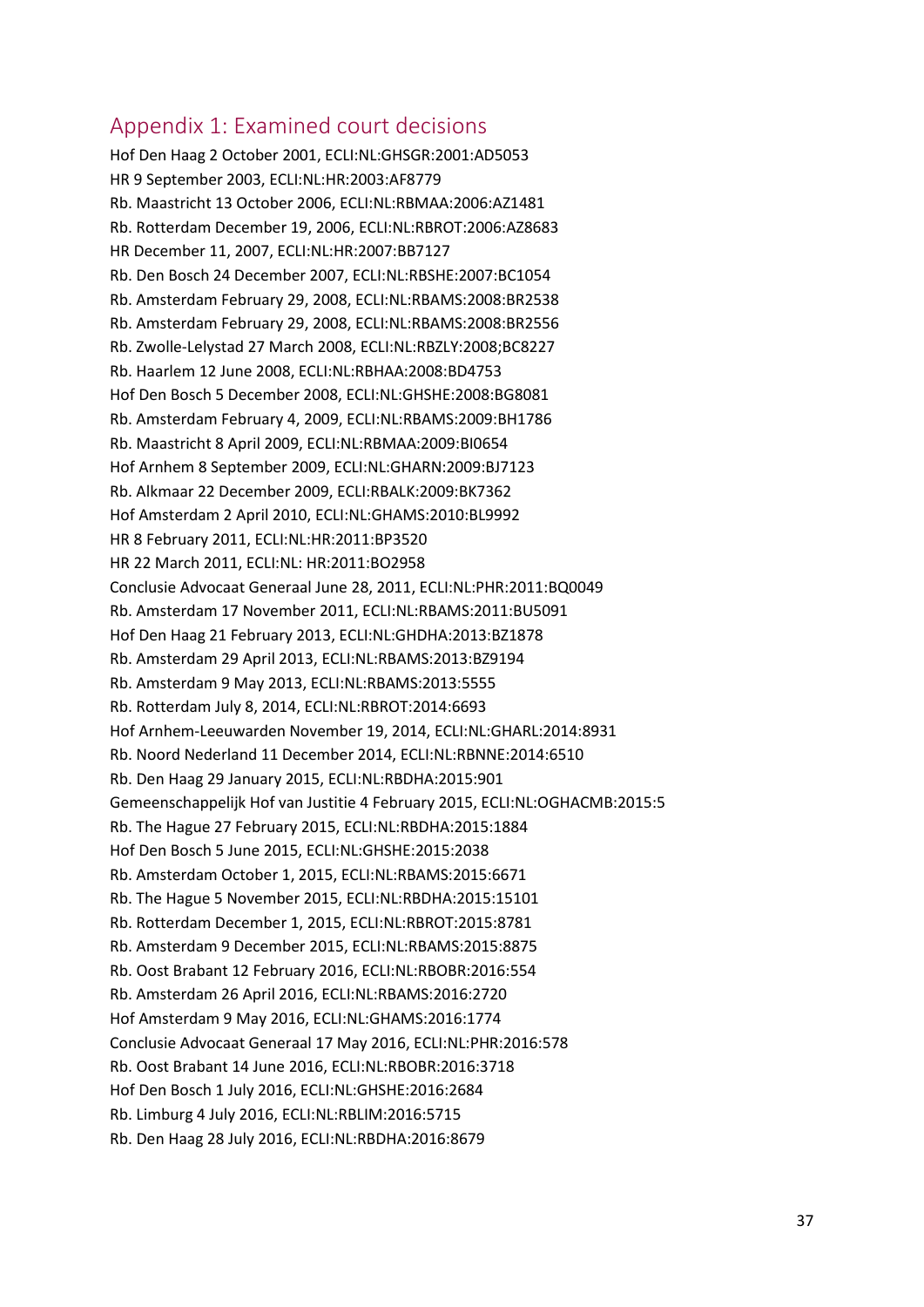## Appendix 1: Examined court decisions

Hof Den Haag 2 October 2001, ECLI:NL:GHSGR:2001:AD5053
HR 9 September 2003, ECLI:NL:HR:2003:AF8779
Rb. Maastricht 13 October 2006, ECLI:NL:RBMAA:2006:AZ1481
Rb. Rotterdam December 19, 2006, ECLI:NL:RBROT:2006:AZ8683
HR December 11, 2007, ECLI:NL:HR:2007:BB7127
Rb. Den Bosch 24 December 2007, ECLI:NL:RBSHE:2007:BC1054
Rb. Amsterdam February 29, 2008, ECLI:NL:RBAMS:2008:BR2538
Rb. Amsterdam February 29, 2008, ECLI:NL:RBAMS:2008:BR2556
Rb. Zwolle-Lelystad 27 March 2008, ECLI:NL:RBZLY:2008;BC8227
Rb. Haarlem 12 June 2008, ECLI:NL:RBHAA:2008:BD4753
Hof Den Bosch 5 December 2008, ECLI:NL:GHSHE:2008:BG8081
Rb. Amsterdam February 4, 2009, ECLI:NL:RBAMS:2009:BH1786
Rb. Maastricht 8 April 2009, ECLI:NL:RBMAA:2009:BI0654
Hof Arnhem 8 September 2009, ECLI:NL:GHARN:2009:BJ7123
Rb. Alkmaar 22 December 2009, ECLI:RBALK:2009:BK7362
Hof Amsterdam 2 April 2010, ECLI:NL:GHAMS:2010:BL9992
HR 8 February 2011, ECLI:NL:HR:2011:BP3520
HR 22 March 2011, ECLI:NL: HR:2011:BO2958
Conclusie Advocaat Generaal June 28, 2011, ECLI:NL:PHR:2011:BQ0049
Rb. Amsterdam 17 November 2011, ECLI:NL:RBAMS:2011:BU5091
Hof Den Haag 21 February 2013, ECLI:NL:GHDHA:2013:BZ1878
Rb. Amsterdam 29 April 2013, ECLI:NL:RBAMS:2013:BZ9194
Rb. Amsterdam 9 May 2013, ECLI:NL:RBAMS:2013:5555
Rb. Rotterdam July 8, 2014, ECLI:NL:RBROT:2014:6693
Hof Arnhem-Leeuwarden November 19, 2014, ECLI:NL:GHARL:2014:8931
Rb. Noord Nederland 11 December 2014, ECLI:NL:RBNNE:2014:6510
Rb. Den Haag 29 January 2015, ECLI:NL:RBDHA:2015:901
Gemeenschappelijk Hof van Justitie 4 February 2015, ECLI:NL:OGHACMB:2015:5
Rb. The Hague 27 February 2015, ECLI:NL:RBDHA:2015:1884
Hof Den Bosch 5 June 2015, ECLI:NL:GHSHE:2015:2038
Rb. Amsterdam October 1, 2015, ECLI:NL:RBAMS:2015:6671
Rb. The Hague 5 November 2015, ECLI:NL:RBDHA:2015:15101
Rb. Rotterdam December 1, 2015, ECLI:NL:RBROT:2015:8781
Rb. Amsterdam 9 December 2015, ECLI:NL:RBAMS:2015:8875
Rb. Oost Brabant 12 February 2016, ECLI:NL:RBOBR:2016:554
Rb. Amsterdam 26 April 2016, ECLI:NL:RBAMS:2016:2720
Hof Amsterdam 9 May 2016, ECLI:NL:GHAMS:2016:1774
Conclusie Advocaat Generaal 17 May 2016, ECLI:NL:PHR:2016:578
Rb. Oost Brabant 14 June 2016, ECLI:NL:RBOBR:2016:3718
Hof Den Bosch 1 July 2016, ECLI:NL:GHSHE:2016:2684
Rb. Limburg 4 July 2016, ECLI:NL:RBLIM:2016:5715
Rb. Den Haag 28 July 2016, ECLI:NL:RBDHA:2016:8679